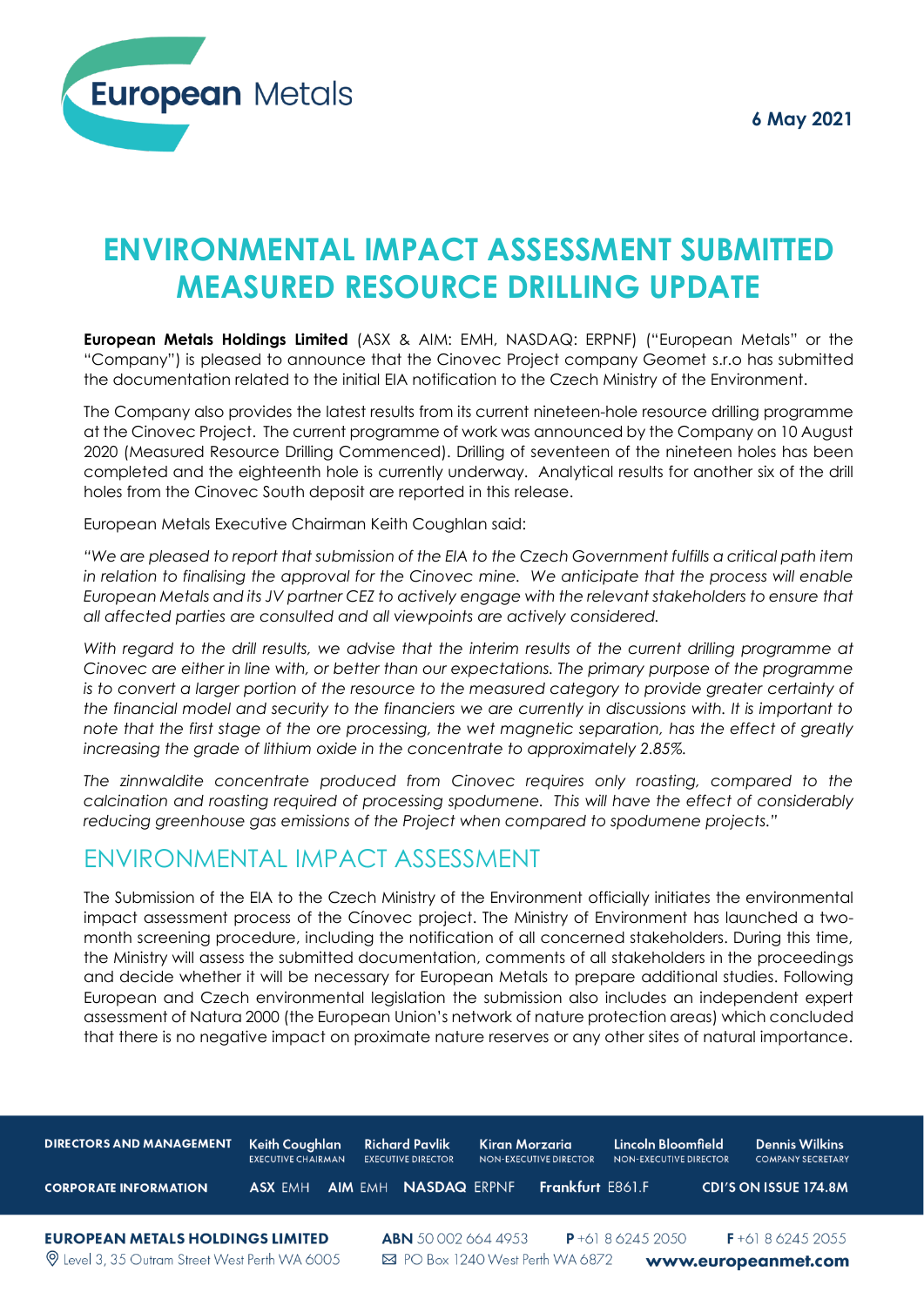6 May 2021

# ENVIRONMENTAL IMPACT ASSESSMENT SUBMITTED MEASURED RESOURCE DRILLING UPDATE

**European Metals Holdings Limited** (ASX & AIM: EMH, NASDAQ: ERPNF) ("European Metals" or the "Company") is pleased to announce that the Cinovec Project company Geomet s.r.o has submitted the documentation related to the initial EIA notification to the Czech Ministry of the Environment.

The Company also provides the latest results from its current nineteen-hole resource drilling programme at the Cinovec Project. The current programme of work was announced by the Company on 10 August 2020 (Measured Resource Drilling Commenced). Drilling of seventeen of the nineteen holes has been completed and the eighteenth hole is currently underway. Analytical results for another six of the drill holes from the Cinovec South deposit are reported in this release.

European Metals Executive Chairman Keith Coughlan said:

*"We are pleased to report that submission of the EIA to the Czech Government fulfills a critical path item in relation to finalising the approval for the Cinovec mine. We anticipate that the process will enable European Metals and its JV partner CEZ to actively engage with the relevant stakeholders to ensure that all affected parties are consulted and all viewpoints are actively considered.*

*With regard to the drill results, we advise that the interim results of the current drilling programme at Cinovec are either in line with, or better than our expectations. The primary purpose of the programme is to convert a larger portion of the resource to the measured category to provide greater certainty of the financial model and security to the financiers we are currently in discussions with. It is important to note that the first stage of the ore processing, the wet magnetic separation, has the effect of greatly increasing the grade of lithium oxide in the concentrate to approximately 2.85%.*

*The zinnwaldite concentrate produced from Cinovec requires only roasting, compared to the calcination and roasting required of processing spodumene. This will have the effect of considerably reducing greenhouse gas emissions of the Project when compared to spodumene projects."*

## ENVIRONMENTAL IMPACT ASSESSMENT

The Submission of the EIA to the Czech Ministry of the Environment officially initiates the environmental impact assessment process of the Cínovec project. The Ministry of Environment has launched a two-month screening procedure, including the notification of all concerned stakeholders. During this time, the Ministry will assess the submitted documentation, comments of all stakeholders in the proceedings and decide whether it will be necessary for European Metals to prepare additional studies. Following European and Czech environmental legislation the submission also includes an independent expert assessment of Natura 2000 (the European Union's network of nature protection areas) which concluded that there is no negative impact on proximate nature reserves or any other sites of natural importance.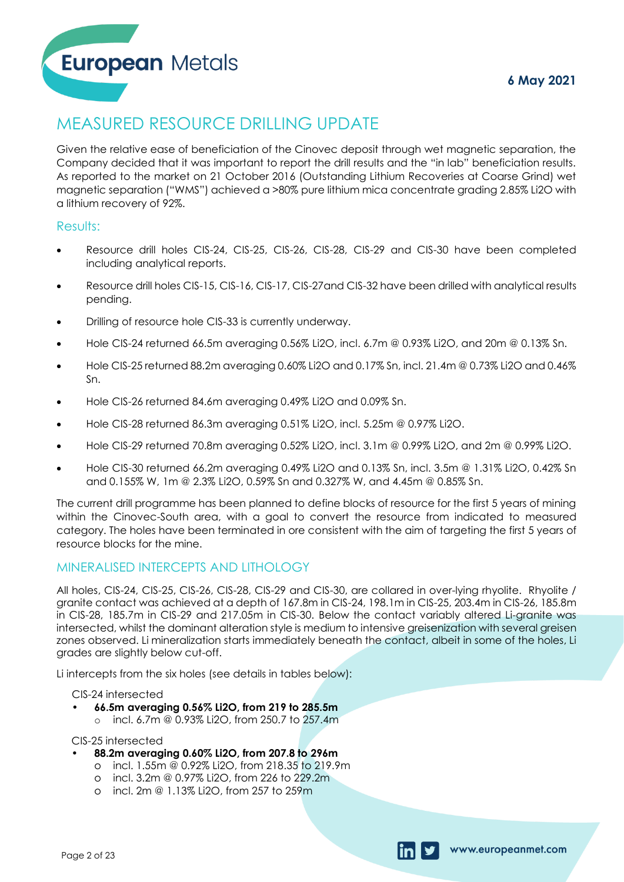6 May 2021

# MEASURED RESOURCE DRILLING UPDATE

Given the relative ease of beneficiation of the Cinovec deposit through wet magnetic separation, the Company decided that it was important to report the drill results and the "in lab" beneficiation results. As reported to the market on 21 October 2016 (Outstanding Lithium Recoveries at Coarse Grind) wet magnetic separation ("WMS") achieved a >80% pure lithium mica concentrate grading 2.85% Li2O with a lithium recovery of 92%.

## Results:

- Resource drill holes CIS-24, CIS-25, CIS-26, CIS-28, CIS-29 and CIS-30 have been completed including analytical reports.
- Resource drill holes CIS-15, CIS-16, CIS-17, CIS-27and CIS-32 have been drilled with analytical results pending.
- Drilling of resource hole CIS-33 is currently underway.
- Hole CIS-24 returned 66.5m averaging 0.56% Li2O, incl. 6.7m @ 0.93% Li2O, and 20m @ 0.13% Sn.
- Hole CIS-25 returned 88.2m averaging 0.60% Li2O and 0.17% Sn, incl. 21.4m @ 0.73% Li2O and 0.46% Sn.
- Hole CIS-26 returned 84.6m averaging 0.49% Li2O and 0.09% Sn.
- Hole CIS-28 returned 86.3m averaging 0.51% Li2O, incl. 5.25m @ 0.97% Li2O.
- Hole CIS-29 returned 70.8m averaging 0.52% Li2O, incl. 3.1m @ 0.99% Li2O, and 2m @ 0.99% Li2O.
- Hole CIS-30 returned 66.2m averaging 0.49% Li2O and 0.13% Sn, incl. 3.5m @ 1.31% Li2O, 0.42% Sn and 0.155% W, 1m @ 2.3% Li2O, 0.59% Sn and 0.327% W, and 4.45m @ 0.85% Sn.

The current drill programme has been planned to define blocks of resource for the first 5 years of mining within the Cinovec-South area, with a goal to convert the resource from indicated to measured category. The holes have been terminated in ore consistent with the aim of targeting the first 5 years of resource blocks for the mine.

## MINERALISED INTERCEPTS AND LITHOLOGY

All holes, CIS-24, CIS-25, CIS-26, CIS-28, CIS-29 and CIS-30, are collared in over-lying rhyolite. Rhyolite / granite contact was achieved at a depth of 167.8m in CIS-24, 198.1m in CIS-25, 203.4m in CIS-26, 185.8m in CIS-28, 185.7m in CIS-29 and 217.05m in CIS-30. Below the contact variably altered Li-granite was intersected, whilst the dominant alteration style is medium to intensive greisenization with several greisen zones observed. Li mineralization starts immediately beneath the contact, albeit in some of the holes, Li grades are slightly below cut-off.

Li intercepts from the six holes (see details in tables below):

CIS-24 intersected

- **66.5m averaging 0.56% Li2O, from 219 to 285.5m**
  - incl. 6.7m @ 0.93% Li2O, from 250.7 to 257.4m

CIS-25 intersected

- **88.2m averaging 0.60% Li2O, from 207.8 to 296m**
  - incl. 1.55m @ 0.92% Li2O, from 218.35 to 219.9m
  - incl. 3.2m @ 0.97% Li2O, from 226 to 229.2m
  - incl. 2m @ 1.13% Li2O, from 257 to 259m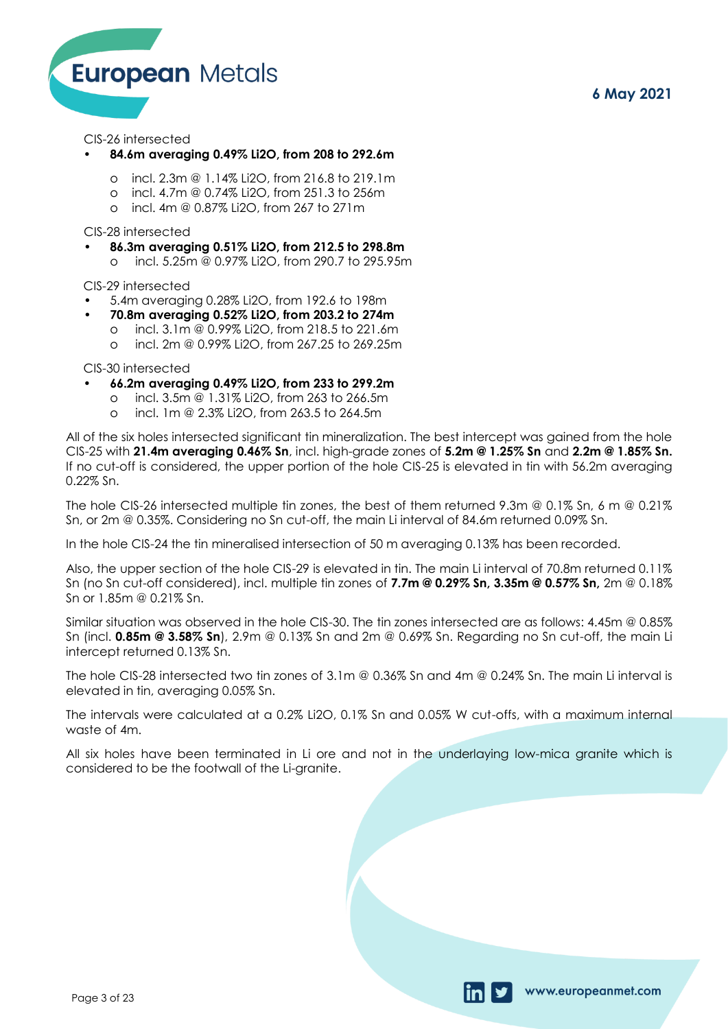CIS-26 intersected

- **84.6m averaging 0.49% Li2O, from 208 to 292.6m**
  - incl. 2.3m @ 1.14% Li2O, from 216.8 to 219.1m
  - incl. 4.7m @ 0.74% Li2O, from 251.3 to 256m
  - incl. 4m @ 0.87% Li2O, from 267 to 271m

CIS-28 intersected

- **86.3m averaging 0.51% Li2O, from 212.5 to 298.8m**
  - incl. 5.25m @ 0.97% Li2O, from 290.7 to 295.95m

CIS-29 intersected

- 5.4m averaging 0.28% Li2O, from 192.6 to 198m
- **70.8m averaging 0.52% Li2O, from 203.2 to 274m**
  - incl. 3.1m @ 0.99% Li2O, from 218.5 to 221.6m
  - incl. 2m @ 0.99% Li2O, from 267.25 to 269.25m

CIS-30 intersected

- **66.2m averaging 0.49% Li2O, from 233 to 299.2m**
  - incl. 3.5m @ 1.31% Li2O, from 263 to 266.5m
  - incl. 1m @ 2.3% Li2O, from 263.5 to 264.5m

All of the six holes intersected significant tin mineralization. The best intercept was gained from the hole CIS-25 with **21.4m averaging 0.46% Sn**, incl. high-grade zones of **5.2m @ 1.25% Sn** and **2.2m @ 1.85% Sn.** If no cut-off is considered, the upper portion of the hole CIS-25 is elevated in tin with 56.2m averaging 0.22% Sn.

The hole CIS-26 intersected multiple tin zones, the best of them returned 9.3m @ 0.1% Sn, 6 m @ 0.21% Sn, or 2m @ 0.35%. Considering no Sn cut-off, the main Li interval of 84.6m returned 0.09% Sn.

In the hole CIS-24 the tin mineralised intersection of 50 m averaging 0.13% has been recorded.

Also, the upper section of the hole CIS-29 is elevated in tin. The main Li interval of 70.8m returned 0.11% Sn (no Sn cut-off considered), incl. multiple tin zones of **7.7m @ 0.29% Sn, 3.35m @ 0.57% Sn,** 2m @ 0.18% Sn or 1.85m @ 0.21% Sn.

Similar situation was observed in the hole CIS-30. The tin zones intersected are as follows: 4.45m @ 0.85% Sn (incl. **0.85m @ 3.58% Sn**), 2.9m @ 0.13% Sn and 2m @ 0.69% Sn. Regarding no Sn cut-off, the main Li intercept returned 0.13% Sn.

The hole CIS-28 intersected two tin zones of 3.1m @ 0.36% Sn and 4m @ 0.24% Sn. The main Li interval is elevated in tin, averaging 0.05% Sn.

The intervals were calculated at a 0.2% Li2O, 0.1% Sn and 0.05% W cut-offs, with a maximum internal waste of 4m.

All six holes have been terminated in Li ore and not in the underlaying low-mica granite which is considered to be the footwall of the Li-granite.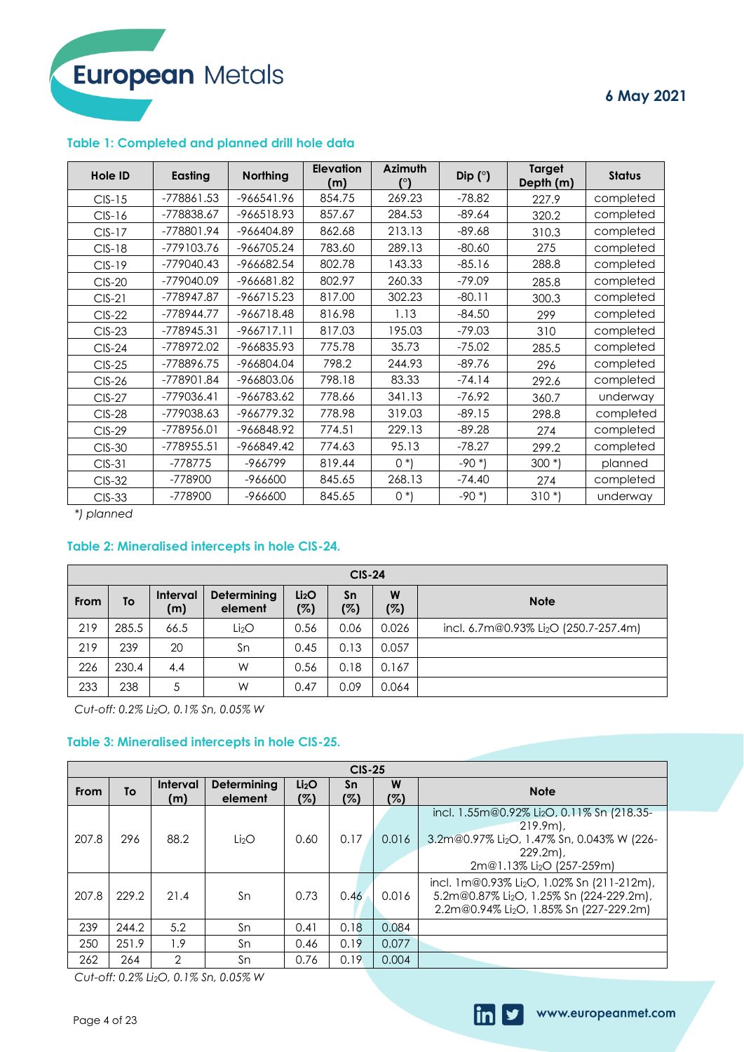### Table 1: Completed and planned drill hole data

| Hole ID | Easting | Northing | Elevation (m) | Azimuth (°) | Dip (°) | Target Depth (m) | Status |
|---|---|---|---|---|---|---|---|
| CIS-15 | -778861.53 | -966541.96 | 854.75 | 269.23 | -78.82 | 227.9 | completed |
| CIS-16 | -778838.67 | -966518.93 | 857.67 | 284.53 | -89.64 | 320.2 | completed |
| CIS-17 | -778801.94 | -966404.89 | 862.68 | 213.13 | -89.68 | 310.3 | completed |
| CIS-18 | -779103.76 | -966705.24 | 783.60 | 289.13 | -80.60 | 275 | completed |
| CIS-19 | -779040.43 | -966682.54 | 802.78 | 143.33 | -85.16 | 288.8 | completed |
| CIS-20 | -779040.09 | -966681.82 | 802.97 | 260.33 | -79.09 | 285.8 | completed |
| CIS-21 | -778947.87 | -966715.23 | 817.00 | 302.23 | -80.11 | 300.3 | completed |
| CIS-22 | -778944.77 | -966718.48 | 816.98 | 1.13 | -84.50 | 299 | completed |
| CIS-23 | -778945.31 | -966717.11 | 817.03 | 195.03 | -79.03 | 310 | completed |
| CIS-24 | -778972.02 | -966835.93 | 775.78 | 35.73 | -75.02 | 285.5 | completed |
| CIS-25 | -778896.75 | -966804.04 | 798.2 | 244.93 | -89.76 | 296 | completed |
| CIS-26 | -778901.84 | -966803.06 | 798.18 | 83.33 | -74.14 | 292.6 | completed |
| CIS-27 | -779036.41 | -966783.62 | 778.66 | 341.13 | -76.92 | 360.7 | underway |
| CIS-28 | -779038.63 | -966779.32 | 778.98 | 319.03 | -89.15 | 298.8 | completed |
| CIS-29 | -778956.01 | -966848.92 | 774.51 | 229.13 | -89.28 | 274 | completed |
| CIS-30 | -778955.51 | -966849.42 | 774.63 | 95.13 | -78.27 | 299.2 | completed |
| CIS-31 | -778775 | -966799 | 819.44 | 0 *) | -90 *) | 300 *) | planned |
| CIS-32 | -778900 | -966600 | 845.65 | 268.13 | -74.40 | 274 | completed |
| CIS-33 | -778900 | -966600 | 845.65 | 0 *) | -90 *) | 310 *) | underway |

*\*) planned*

### Table 2: Mineralised intercepts in hole CIS-24.

| CIS-24 | | | | | | | |
|---|---|---|---|---|---|---|---|
| From | To | Interval (m) | Determining element | $Li_2O$ (%) | Sn (%) | W (%) | Note |
| 219 | 285.5 | 66.5 | $Li_2O$ | 0.56 | 0.06 | 0.026 | incl. 6.7m@0.93% $Li_2O$ (250.7-257.4m) |
| 219 | 239 | 20 | Sn | 0.45 | 0.13 | 0.057 | |
| 226 | 230.4 | 4.4 | W | 0.56 | 0.18 | 0.167 | |
| 233 | 238 | 5 | W | 0.47 | 0.09 | 0.064 | |

*Cut-off: 0.2% $Li_2O$, 0.1% Sn, 0.05% W*

### Table 3: Mineralised intercepts in hole CIS-25.

| CIS-25 | | | | | | | |
|---|---|---|---|---|---|---|---|
| From | To | Interval (m) | Determining element | $Li_2O$ (%) | Sn (%) | W (%) | Note |
| 207.8 | 296 | 88.2 | $Li_2O$ | 0.60 | 0.17 | 0.016 | incl. 1.55m@0.92% $Li_2O$, 0.11% Sn (218.35-219.9m), 3.2m@0.97% $Li_2O$, 1.47% Sn, 0.043% W (226-229.2m), 2m@1.13% $Li_2O$ (257-259m) |
| 207.8 | 229.2 | 21.4 | Sn | 0.73 | 0.46 | 0.016 | incl. 1m@0.93% $Li_2O$, 1.02% Sn (211-212m), 5.2m@0.87% $Li_2O$, 1.25% Sn (224-229.2m), 2.2m@0.94% $Li_2O$, 1.85% Sn (227-229.2m) |
| 239 | 244.2 | 5.2 | Sn | 0.41 | 0.18 | 0.084 | |
| 250 | 251.9 | 1.9 | Sn | 0.46 | 0.19 | 0.077 | |
| 262 | 264 | 2 | Sn | 0.76 | 0.19 | 0.004 | |

*Cut-off: 0.2% $Li_2O$, 0.1% Sn, 0.05% W*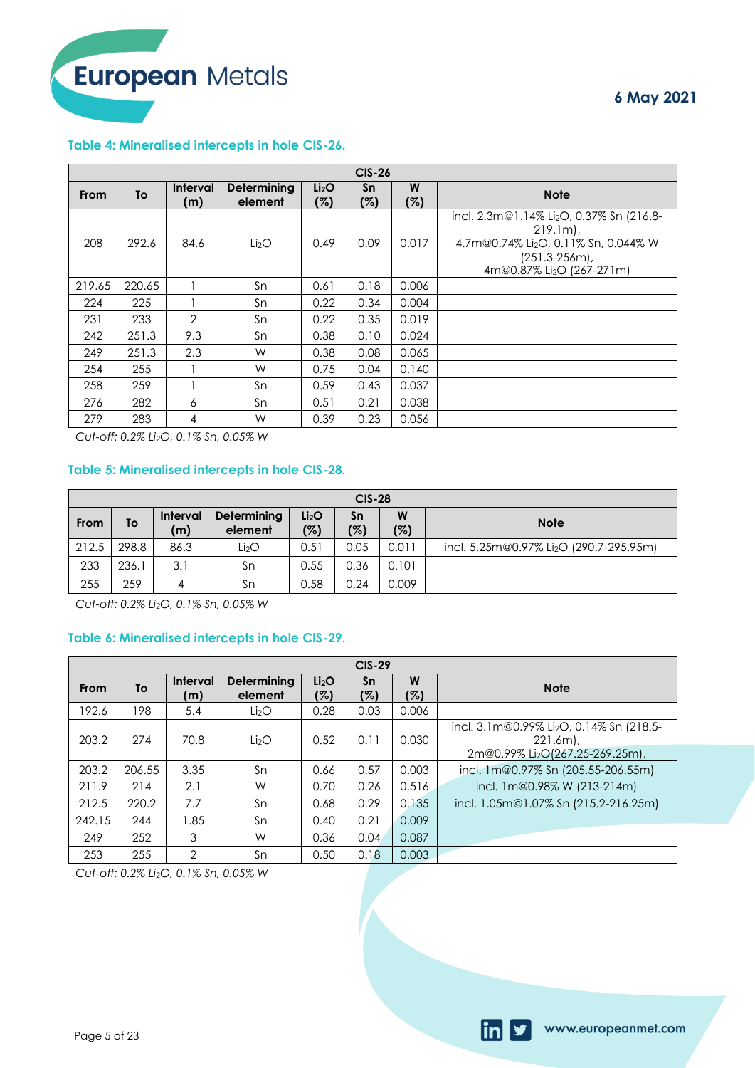### Table 4: Mineralised intercepts in hole CIS-26.

| CIS-26 | | | | | | | |
|---|---|---|---|---|---|---|---|
| From | To | Interval (m) | Determining element | $Li_2O$ (%) | Sn (%) | W (%) | Note |
| 208 | 292.6 | 84.6 | $Li_2O$ | 0.49 | 0.09 | 0.017 | incl. 2.3m@1.14% $Li_2O$, 0.37% Sn (216.8-219.1m), 4.7m@0.74% $Li_2O$, 0.11% Sn, 0.044% W (251.3-256m), 4m@0.87% $Li_2O$ (267-271m) |
| 219.65 | 220.65 | 1 | Sn | 0.61 | 0.18 | 0.006 | |
| 224 | 225 | 1 | Sn | 0.22 | 0.34 | 0.004 | |
| 231 | 233 | 2 | Sn | 0.22 | 0.35 | 0.019 | |
| 242 | 251.3 | 9.3 | Sn | 0.38 | 0.10 | 0.024 | |
| 249 | 251.3 | 2.3 | W | 0.38 | 0.08 | 0.065 | |
| 254 | 255 | 1 | W | 0.75 | 0.04 | 0.140 | |
| 258 | 259 | 1 | Sn | 0.59 | 0.43 | 0.037 | |
| 276 | 282 | 6 | Sn | 0.51 | 0.21 | 0.038 | |
| 279 | 283 | 4 | W | 0.39 | 0.23 | 0.056 | |

*Cut-off: 0.2% $Li_2O$, 0.1% Sn, 0.05% W*

### Table 5: Mineralised intercepts in hole CIS-28.

| CIS-28 | | | | | | | |
|---|---|---|---|---|---|---|---|
| From | To | Interval (m) | Determining element | $Li_2O$ (%) | Sn (%) | W (%) | Note |
| 212.5 | 298.8 | 86.3 | $Li_2O$ | 0.51 | 0.05 | 0.011 | incl. 5.25m@0.97% $Li_2O$ (290.7-295.95m) |
| 233 | 236.1 | 3.1 | Sn | 0.55 | 0.36 | 0.101 | |
| 255 | 259 | 4 | Sn | 0.58 | 0.24 | 0.009 | |

*Cut-off: 0.2% $Li_2O$, 0.1% Sn, 0.05% W*

### Table 6: Mineralised intercepts in hole CIS-29.

| CIS-29 | | | | | | | |
|---|---|---|---|---|---|---|---|
| From | To | Interval (m) | Determining element | $Li_2O$ (%) | Sn (%) | W (%) | Note |
| 192.6 | 198 | 5.4 | $Li_2O$ | 0.28 | 0.03 | 0.006 | |
| 203.2 | 274 | 70.8 | $Li_2O$ | 0.52 | 0.11 | 0.030 | incl. 3.1m@0.99% $Li_2O$, 0.14% Sn (218.5-221.6m), 2m@0.99% $Li_2O$(267.25-269.25m), |
| 203.2 | 206.55 | 3.35 | Sn | 0.66 | 0.57 | 0.003 | incl. 1m@0.97% Sn (205.55-206.55m) |
| 211.9 | 214 | 2.1 | W | 0.70 | 0.26 | 0.516 | incl. 1m@0.98% W (213-214m) |
| 212.5 | 220.2 | 7.7 | Sn | 0.68 | 0.29 | 0.135 | incl. 1.05m@1.07% Sn (215.2-216.25m) |
| 242.15 | 244 | 1.85 | Sn | 0.40 | 0.21 | 0.009 | |
| 249 | 252 | 3 | W | 0.36 | 0.04 | 0.087 | |
| 253 | 255 | 2 | Sn | 0.50 | 0.18 | 0.003 | |

*Cut-off: 0.2% $Li_2O$, 0.1% Sn, 0.05% W*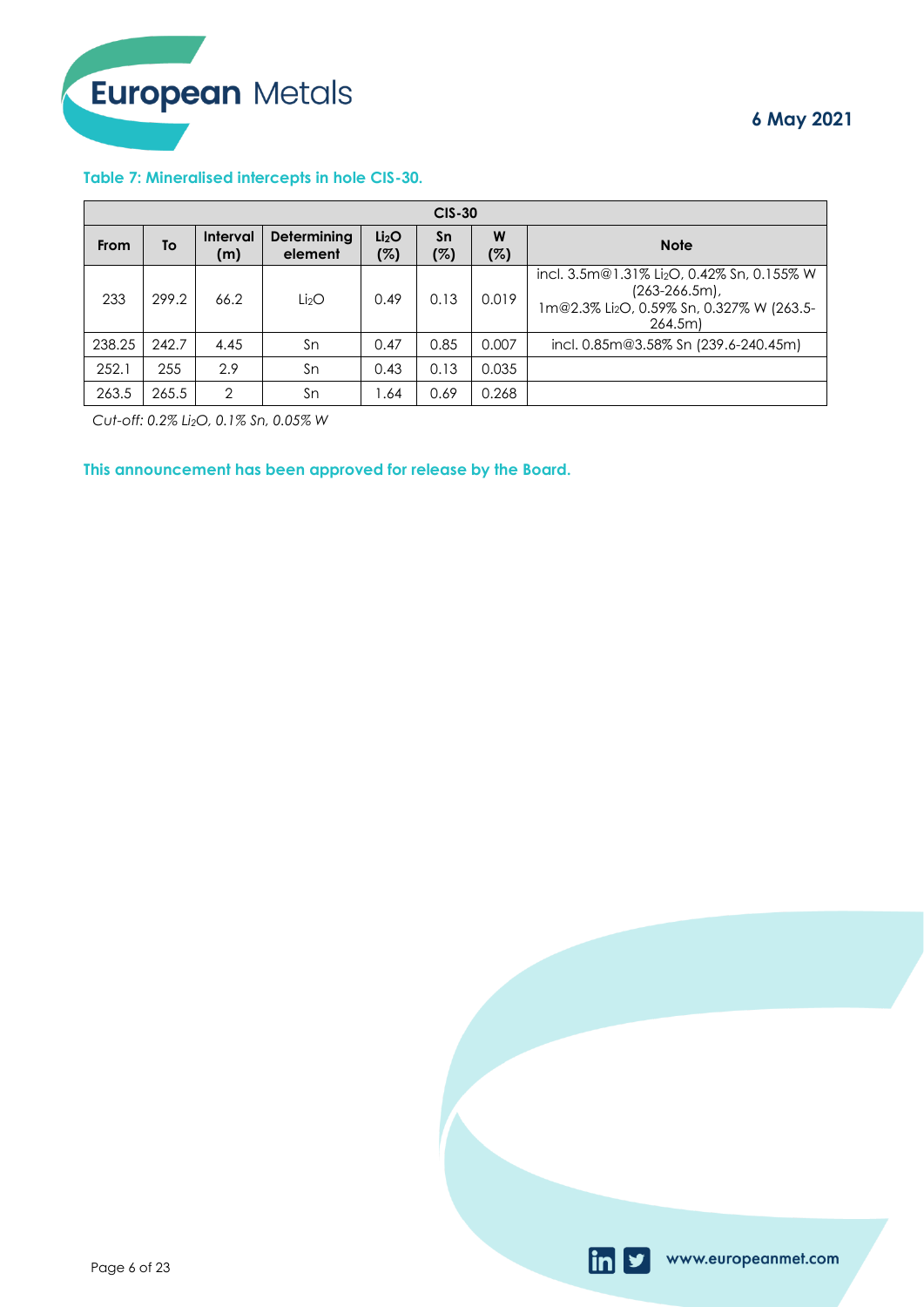**Table 7: Mineralised intercepts in hole CIS-30.**

| CIS-30 | | | | | | | |
|---|---|---|---|---|---|---|---|
| From | To | Interval (m) | Determining element | $Li_2O$ (%) | Sn (%) | W (%) | Note |
| 233 | 299.2 | 66.2 | $Li_2O$ | 0.49 | 0.13 | 0.019 | incl. 3.5m@1.31% $Li_2O$, 0.42% Sn, 0.155% W (263-266.5m), 1m@2.3% $Li_2O$, 0.59% Sn, 0.327% W (263.5-264.5m) |
| 238.25 | 242.7 | 4.45 | Sn | 0.47 | 0.85 | 0.007 | incl. 0.85m@3.58% Sn (239.6-240.45m) |
| 252.1 | 255 | 2.9 | Sn | 0.43 | 0.13 | 0.035 | |
| 263.5 | 265.5 | 2 | Sn | 1.64 | 0.69 | 0.268 | |

*Cut-off: 0.2% $Li_2O$, 0.1% Sn, 0.05% W*

**This announcement has been approved for release by the Board.**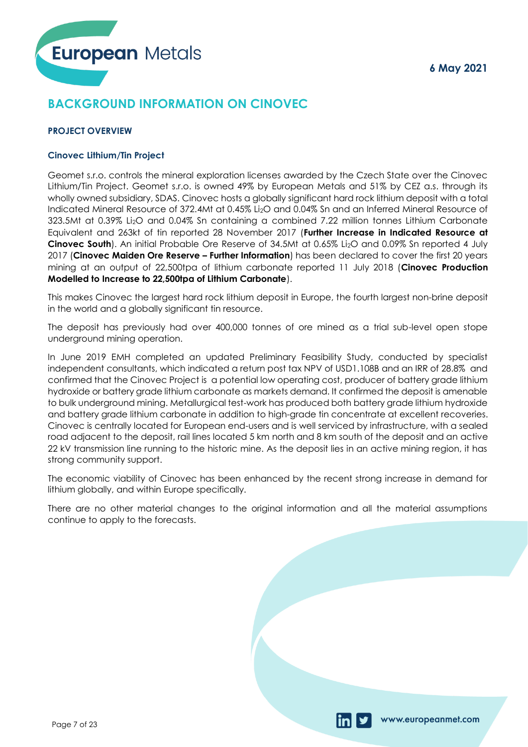6 May 2021

# BACKGROUND INFORMATION ON CINOVEC

## PROJECT OVERVIEW

### Cinovec Lithium/Tin Project

Geomet s.r.o. controls the mineral exploration licenses awarded by the Czech State over the Cinovec Lithium/Tin Project. Geomet s.r.o. is owned 49% by European Metals and 51% by CEZ a.s. through its wholly owned subsidiary, SDAS. Cinovec hosts a globally significant hard rock lithium deposit with a total Indicated Mineral Resource of 372.4Mt at 0.45% $Li_2O$ and 0.04% Sn and an Inferred Mineral Resource of 323.5Mt at 0.39% $Li_2O$ and 0.04% Sn containing a combined 7.22 million tonnes Lithium Carbonate Equivalent and 263kt of tin reported 28 November 2017 (**Further Increase in Indicated Resource at Cinovec South**). An initial Probable Ore Reserve of 34.5Mt at 0.65% $Li_2O$ and 0.09% Sn reported 4 July 2017 (**Cinovec Maiden Ore Reserve – Further Information**) has been declared to cover the first 20 years mining at an output of 22,500tpa of lithium carbonate reported 11 July 2018 (**Cinovec Production Modelled to Increase to 22,500tpa of Lithium Carbonate**).

This makes Cinovec the largest hard rock lithium deposit in Europe, the fourth largest non-brine deposit in the world and a globally significant tin resource.

The deposit has previously had over 400,000 tonnes of ore mined as a trial sub-level open stope underground mining operation.

In June 2019 EMH completed an updated Preliminary Feasibility Study, conducted by specialist independent consultants, which indicated a return post tax NPV of USD1.108B and an IRR of 28.8% and confirmed that the Cinovec Project is a potential low operating cost, producer of battery grade lithium hydroxide or battery grade lithium carbonate as markets demand. It confirmed the deposit is amenable to bulk underground mining. Metallurgical test-work has produced both battery grade lithium hydroxide and battery grade lithium carbonate in addition to high-grade tin concentrate at excellent recoveries. Cinovec is centrally located for European end-users and is well serviced by infrastructure, with a sealed road adjacent to the deposit, rail lines located 5 km north and 8 km south of the deposit and an active 22 kV transmission line running to the historic mine. As the deposit lies in an active mining region, it has strong community support.

The economic viability of Cinovec has been enhanced by the recent strong increase in demand for lithium globally, and within Europe specifically.

There are no other material changes to the original information and all the material assumptions continue to apply to the forecasts.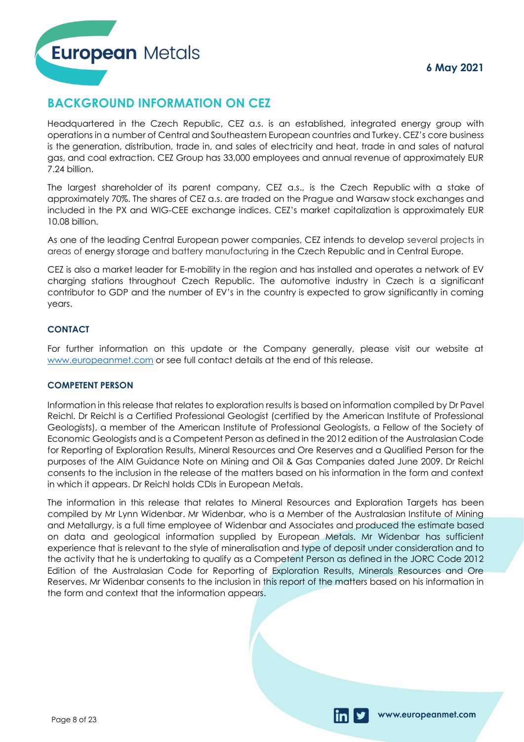## BACKGROUND INFORMATION ON CEZ

Headquartered in the Czech Republic, CEZ a.s. is an established, integrated energy group with operations in a number of Central and Southeastern European countries and Turkey. CEZ's core business is the generation, distribution, trade in, and sales of electricity and heat, trade in and sales of natural gas, and coal extraction. CEZ Group has 33,000 employees and annual revenue of approximately EUR 7.24 billion.

The largest shareholder of its parent company, CEZ a.s., is the Czech Republic with a stake of approximately 70%. The shares of CEZ a.s. are traded on the Prague and Warsaw stock exchanges and included in the PX and WIG-CEE exchange indices. CEZ's market capitalization is approximately EUR 10.08 billion.

As one of the leading Central European power companies, CEZ intends to develop several projects in areas of energy storage and battery manufacturing in the Czech Republic and in Central Europe.

CEZ is also a market leader for E-mobility in the region and has installed and operates a network of EV charging stations throughout Czech Republic. The automotive industry in Czech is a significant contributor to GDP and the number of EV's in the country is expected to grow significantly in coming years.

### CONTACT

For further information on this update or the Company generally, please visit our website at www.europeanmet.com or see full contact details at the end of this release.

### COMPETENT PERSON

Information in this release that relates to exploration results is based on information compiled by Dr Pavel Reichl. Dr Reichl is a Certified Professional Geologist (certified by the American Institute of Professional Geologists), a member of the American Institute of Professional Geologists, a Fellow of the Society of Economic Geologists and is a Competent Person as defined in the 2012 edition of the Australasian Code for Reporting of Exploration Results, Mineral Resources and Ore Reserves and a Qualified Person for the purposes of the AIM Guidance Note on Mining and Oil & Gas Companies dated June 2009. Dr Reichl consents to the inclusion in the release of the matters based on his information in the form and context in which it appears. Dr Reichl holds CDIs in European Metals.

The information in this release that relates to Mineral Resources and Exploration Targets has been compiled by Mr Lynn Widenbar. Mr Widenbar, who is a Member of the Australasian Institute of Mining and Metallurgy, is a full time employee of Widenbar and Associates and produced the estimate based on data and geological information supplied by European Metals. Mr Widenbar has sufficient experience that is relevant to the style of mineralisation and type of deposit under consideration and to the activity that he is undertaking to qualify as a Competent Person as defined in the JORC Code 2012 Edition of the Australasian Code for Reporting of Exploration Results, Minerals Resources and Ore Reserves. Mr Widenbar consents to the inclusion in this report of the matters based on his information in the form and context that the information appears.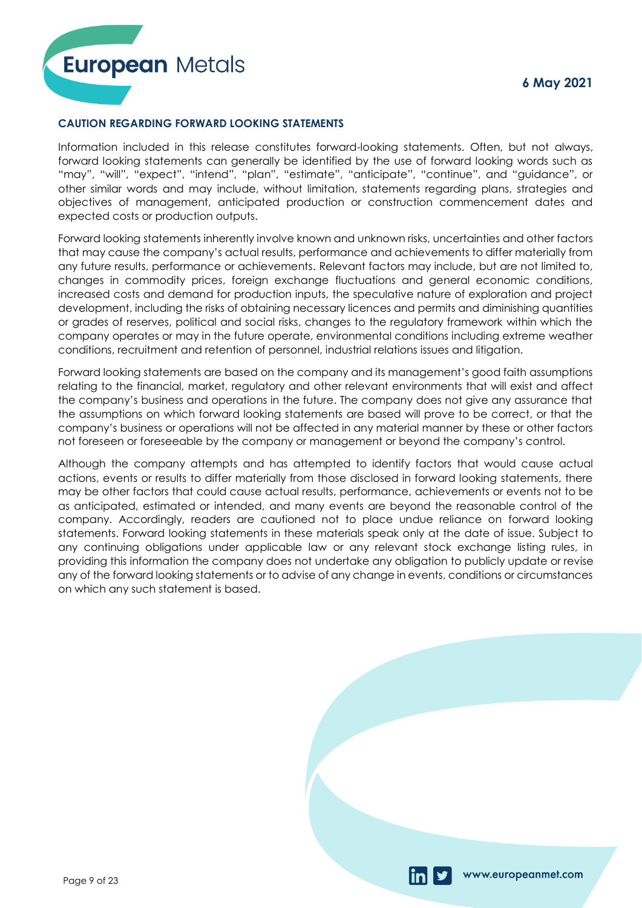## CAUTION REGARDING FORWARD LOOKING STATEMENTS

Information included in this release constitutes forward-looking statements. Often, but not always, forward looking statements can generally be identified by the use of forward looking words such as "may", "will", "expect", "intend", "plan", "estimate", "anticipate", "continue", and "guidance", or other similar words and may include, without limitation, statements regarding plans, strategies and objectives of management, anticipated production or construction commencement dates and expected costs or production outputs.

Forward looking statements inherently involve known and unknown risks, uncertainties and other factors that may cause the company's actual results, performance and achievements to differ materially from any future results, performance or achievements. Relevant factors may include, but are not limited to, changes in commodity prices, foreign exchange fluctuations and general economic conditions, increased costs and demand for production inputs, the speculative nature of exploration and project development, including the risks of obtaining necessary licences and permits and diminishing quantities or grades of reserves, political and social risks, changes to the regulatory framework within which the company operates or may in the future operate, environmental conditions including extreme weather conditions, recruitment and retention of personnel, industrial relations issues and litigation.

Forward looking statements are based on the company and its management's good faith assumptions relating to the financial, market, regulatory and other relevant environments that will exist and affect the company's business and operations in the future. The company does not give any assurance that the assumptions on which forward looking statements are based will prove to be correct, or that the company's business or operations will not be affected in any material manner by these or other factors not foreseen or foreseeable by the company or management or beyond the company's control.

Although the company attempts and has attempted to identify factors that would cause actual actions, events or results to differ materially from those disclosed in forward looking statements, there may be other factors that could cause actual results, performance, achievements or events not to be as anticipated, estimated or intended, and many events are beyond the reasonable control of the company. Accordingly, readers are cautioned not to place undue reliance on forward looking statements. Forward looking statements in these materials speak only at the date of issue. Subject to any continuing obligations under applicable law or any relevant stock exchange listing rules, in providing this information the company does not undertake any obligation to publicly update or revise any of the forward looking statements or to advise of any change in events, conditions or circumstances on which any such statement is based.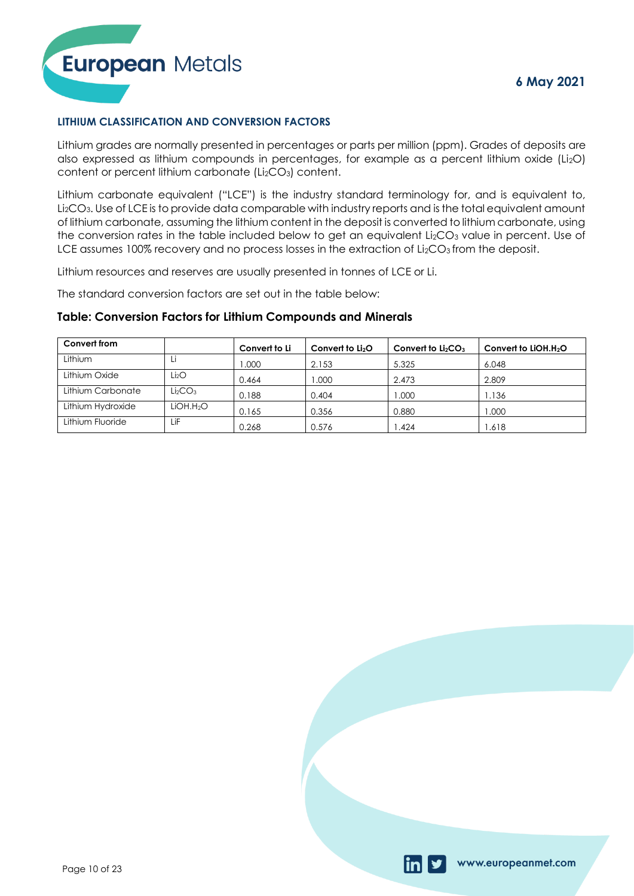## LITHIUM CLASSIFICATION AND CONVERSION FACTORS

Lithium grades are normally presented in percentages or parts per million (ppm). Grades of deposits are also expressed as lithium compounds in percentages, for example as a percent lithium oxide ($Li_2O$) content or percent lithium carbonate ($Li_2CO_3$) content.

Lithium carbonate equivalent ("LCE") is the industry standard terminology for, and is equivalent to, $Li_2CO_3$. Use of LCE is to provide data comparable with industry reports and is the total equivalent amount of lithium carbonate, assuming the lithium content in the deposit is converted to lithium carbonate, using the conversion rates in the table included below to get an equivalent $Li_2CO_3$ value in percent. Use of LCE assumes 100% recovery and no process losses in the extraction of $Li_2CO_3$ from the deposit.

Lithium resources and reserves are usually presented in tonnes of LCE or Li.

The standard conversion factors are set out in the table below:

### Table: Conversion Factors for Lithium Compounds and Minerals

| Convert from | | Convert to Li | Convert to $Li_2O$ | Convert to $Li_2CO_3$ | Convert to $LiOH.H_2O$ |
|---|---|---|---|---|---|
| Lithium | Li | 1.000 | 2.153 | 5.325 | 6.048 |
| Lithium Oxide | $Li_2O$ | 0.464 | 1.000 | 2.473 | 2.809 |
| Lithium Carbonate | $Li_2CO_3$ | 0.188 | 0.404 | 1.000 | 1.136 |
| Lithium Hydroxide | $LiOH.H_2O$ | 0.165 | 0.356 | 0.880 | 1.000 |
| Lithium Fluoride | LiF | 0.268 | 0.576 | 1.424 | 1.618 |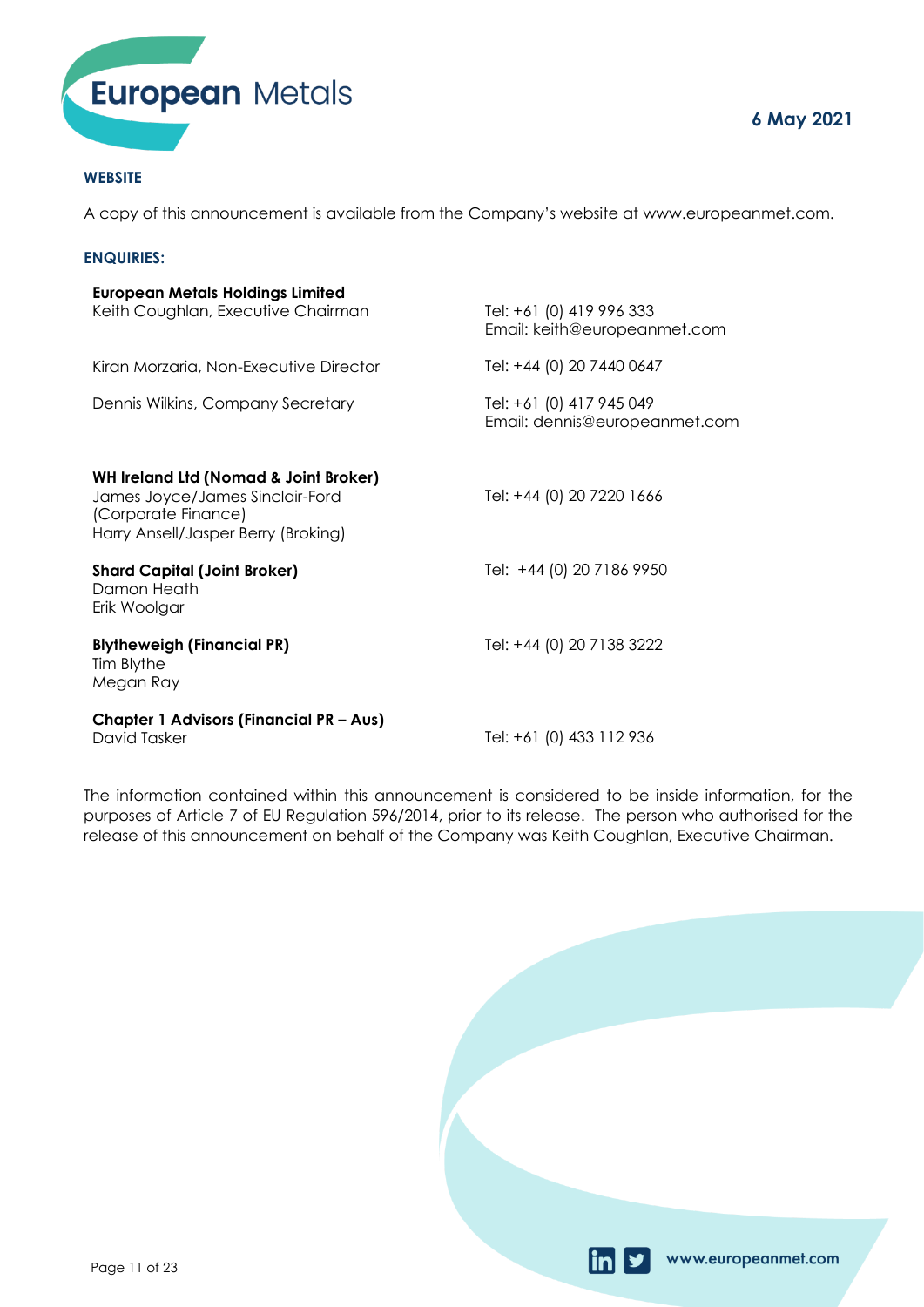#### WEBSITE

A copy of this announcement is available from the Company's website at www.europeanmet.com.

#### ENQUIRIES:

| | |
|---|---|
| **European Metals Holdings Limited** | |
| Keith Coughlan, Executive Chairman | Tel: +61 (0) 419 996 333<br>Email: keith@europeanmet.com |
| Kiran Morzaria, Non-Executive Director | Tel: +44 (0) 20 7440 0647 |
| Dennis Wilkins, Company Secretary | Tel: +61 (0) 417 945 049<br>Email: dennis@europeanmet.com |
| **WH Ireland Ltd (Nomad & Joint Broker)**<br>James Joyce/James Sinclair-Ford (Corporate Finance)<br>Harry Ansell/Jasper Berry (Broking) | Tel: +44 (0) 20 7220 1666 |
| **Shard Capital (Joint Broker)**<br>Damon Heath<br>Erik Woolgar | Tel: +44 (0) 20 7186 9950 |
| **Blytheweigh (Financial PR)**<br>Tim Blythe<br>Megan Ray | Tel: +44 (0) 20 7138 3222 |
| **Chapter 1 Advisors (Financial PR – Aus)**<br>David Tasker | Tel: +61 (0) 433 112 936 |

The information contained within this announcement is considered to be inside information, for the purposes of Article 7 of EU Regulation 596/2014, prior to its release. The person who authorised for the release of this announcement on behalf of the Company was Keith Coughlan, Executive Chairman.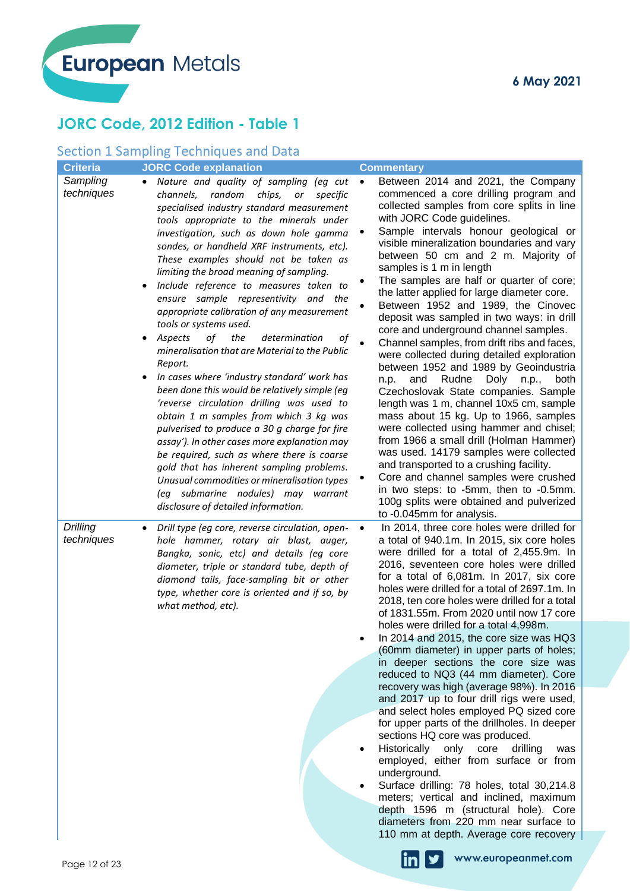## JORC Code, 2012 Edition - Table 1

### Section 1 Sampling Techniques and Data

| Criteria | JORC Code explanation | Commentary |
|---|---|---|
| *Sampling techniques* | • *Nature and quality of sampling (eg cut channels, random chips, or specific specialised industry standard measurement tools appropriate to the minerals under investigation, such as down hole gamma sondes, or handheld XRF instruments, etc). These examples should not be taken as limiting the broad meaning of sampling.*<br>• *Include reference to measures taken to ensure sample representivity and the appropriate calibration of any measurement tools or systems used.*<br>• *Aspects of the determination of mineralisation that are Material to the Public Report.*<br>• *In cases where 'industry standard' work has been done this would be relatively simple (eg 'reverse circulation drilling was used to obtain 1 m samples from which 3 kg was pulverised to produce a 30 g charge for fire assay'). In other cases more explanation may be required, such as where there is coarse gold that has inherent sampling problems. Unusual commodities or mineralisation types (eg submarine nodules) may warrant disclosure of detailed information.* | • Between 2014 and 2021, the Company commenced a core drilling program and collected samples from core splits in line with JORC Code guidelines.<br>• Sample intervals honour geological or visible mineralization boundaries and vary between 50 cm and 2 m. Majority of samples is 1 m in length<br>• The samples are half or quarter of core; the latter applied for large diameter core.<br>• Between 1952 and 1989, the Cinovec deposit was sampled in two ways: in drill core and underground channel samples.<br>• Channel samples, from drift ribs and faces, were collected during detailed exploration between 1952 and 1989 by Geoindustria n.p. and Rudne Doly n.p., both Czechoslovak State companies. Sample length was 1 m, channel 10x5 cm, sample mass about 15 kg. Up to 1966, samples were collected using hammer and chisel; from 1966 a small drill (Holman Hammer) was used. 14179 samples were collected and transported to a crushing facility.<br>• Core and channel samples were crushed in two steps: to -5mm, then to -0.5mm. 100g splits were obtained and pulverized to -0.045mm for analysis. |
| *Drilling techniques* | • *Drill type (eg core, reverse circulation, open-hole hammer, rotary air blast, auger, Bangka, sonic, etc) and details (eg core diameter, triple or standard tube, depth of diamond tails, face-sampling bit or other type, whether core is oriented and if so, by what method, etc).* | • In 2014, three core holes were drilled for a total of 940.1m. In 2015, six core holes were drilled for a total of 2,455.9m. In 2016, seventeen core holes were drilled for a total of 6,081m. In 2017, six core holes were drilled for a total of 2697.1m. In 2018, ten core holes were drilled for a total of 1831.55m. From 2020 until now 17 core holes were drilled for a total 4,998m.<br>• In 2014 and 2015, the core size was HQ3 (60mm diameter) in upper parts of holes; in deeper sections the core size was reduced to NQ3 (44 mm diameter). Core recovery was high (average 98%). In 2016 and 2017 up to four drill rigs were used, and select holes employed PQ sized core for upper parts of the drillholes. In deeper sections HQ core was produced.<br>• Historically only core drilling was employed, either from surface or from underground.<br>• Surface drilling: 78 holes, total 30,214.8 meters; vertical and inclined, maximum depth 1596 m (structural hole). Core diameters from 220 mm near surface to 110 mm at depth. Average core recovery |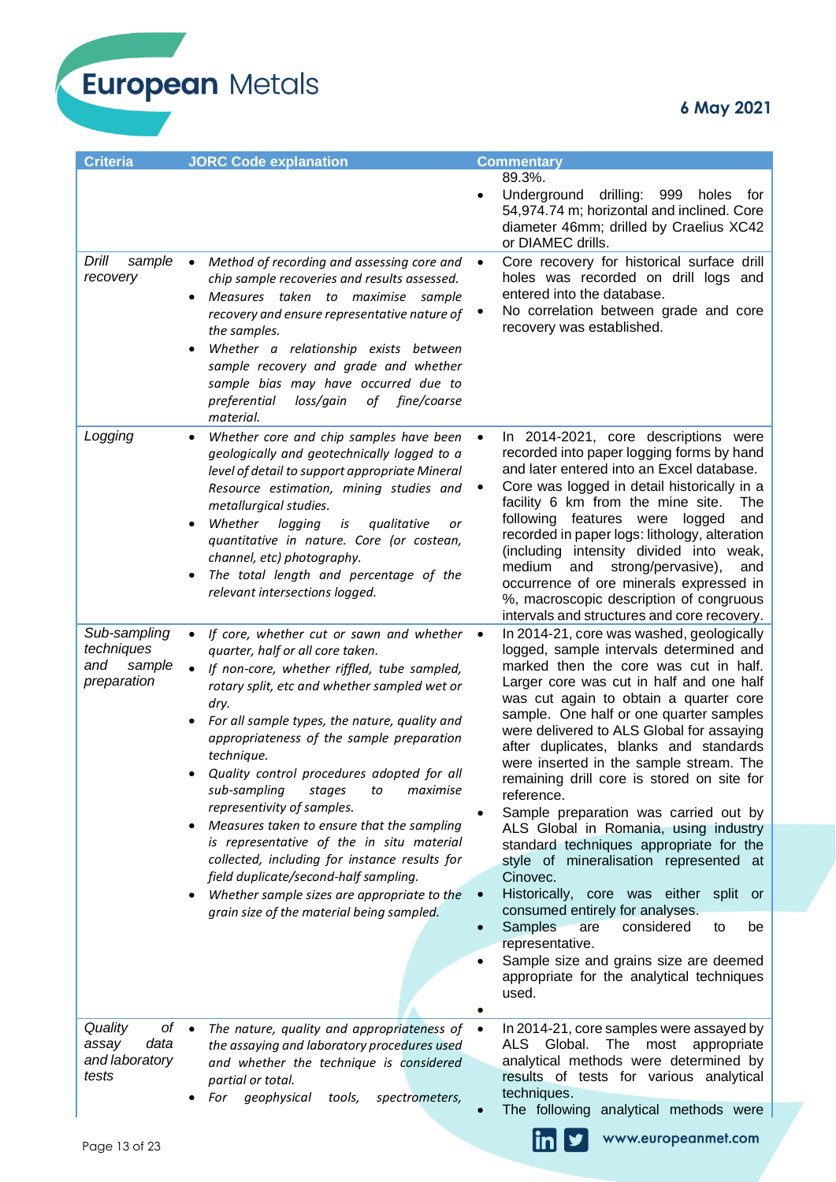| Criteria | JORC Code explanation | Commentary |
| --- | --- | --- |
| | | 89.3%.<br>• Underground drilling: 999 holes for 54,974.74 m; horizontal and inclined. Core diameter 46mm; drilled by Craelius XC42 or DIAMEC drills. |
| *Drill sample recovery* | • *Method of recording and assessing core and chip sample recoveries and results assessed.*<br>• *Measures taken to maximise sample recovery and ensure representative nature of the samples.*<br>• *Whether a relationship exists between sample recovery and grade and whether sample bias may have occurred due to preferential loss/gain of fine/coarse material.* | • Core recovery for historical surface drill holes was recorded on drill logs and entered into the database.<br>• No correlation between grade and core recovery was established. |
| *Logging* | • *Whether core and chip samples have been geologically and geotechnically logged to a level of detail to support appropriate Mineral Resource estimation, mining studies and metallurgical studies.*<br>• *Whether logging is qualitative or quantitative in nature. Core (or costean, channel, etc) photography.*<br>• *The total length and percentage of the relevant intersections logged.* | • In 2014-2021, core descriptions were recorded into paper logging forms by hand and later entered into an Excel database.<br>• Core was logged in detail historically in a facility 6 km from the mine site. The following features were logged and recorded in paper logs: lithology, alteration (including intensity divided into weak, medium and strong/pervasive), and occurrence of ore minerals expressed in %, macroscopic description of congruous intervals and structures and core recovery. |
| *Sub-sampling techniques and sample preparation* | • *If core, whether cut or sawn and whether quarter, half or all core taken.*<br>• *If non-core, whether riffled, tube sampled, rotary split, etc and whether sampled wet or dry.*<br>• *For all sample types, the nature, quality and appropriateness of the sample preparation technique.*<br>• *Quality control procedures adopted for all sub-sampling stages to maximise representivity of samples.*<br>• *Measures taken to ensure that the sampling is representative of the in situ material collected, including for instance results for field duplicate/second-half sampling.*<br>• *Whether sample sizes are appropriate to the grain size of the material being sampled.* | • In 2014-21, core was washed, geologically logged, sample intervals determined and marked then the core was cut in half. Larger core was cut in half and one half was cut again to obtain a quarter core sample. One half or one quarter samples were delivered to ALS Global for assaying after duplicates, blanks and standards were inserted in the sample stream. The remaining drill core is stored on site for reference.<br>• Sample preparation was carried out by ALS Global in Romania, using industry standard techniques appropriate for the style of mineralisation represented at Cinovec.<br>• Historically, core was either split or consumed entirely for analyses.<br>• Samples are considered to be representative.<br>• Sample size and grains size are deemed appropriate for the analytical techniques used.<br>• |
| *Quality of assay data and laboratory tests* | • *The nature, quality and appropriateness of the assaying and laboratory procedures used and whether the technique is considered partial or total.*<br>• *For geophysical tools, spectrometers,* | • In 2014-21, core samples were assayed by ALS Global. The most appropriate analytical methods were determined by results of tests for various analytical techniques.<br>• The following analytical methods were |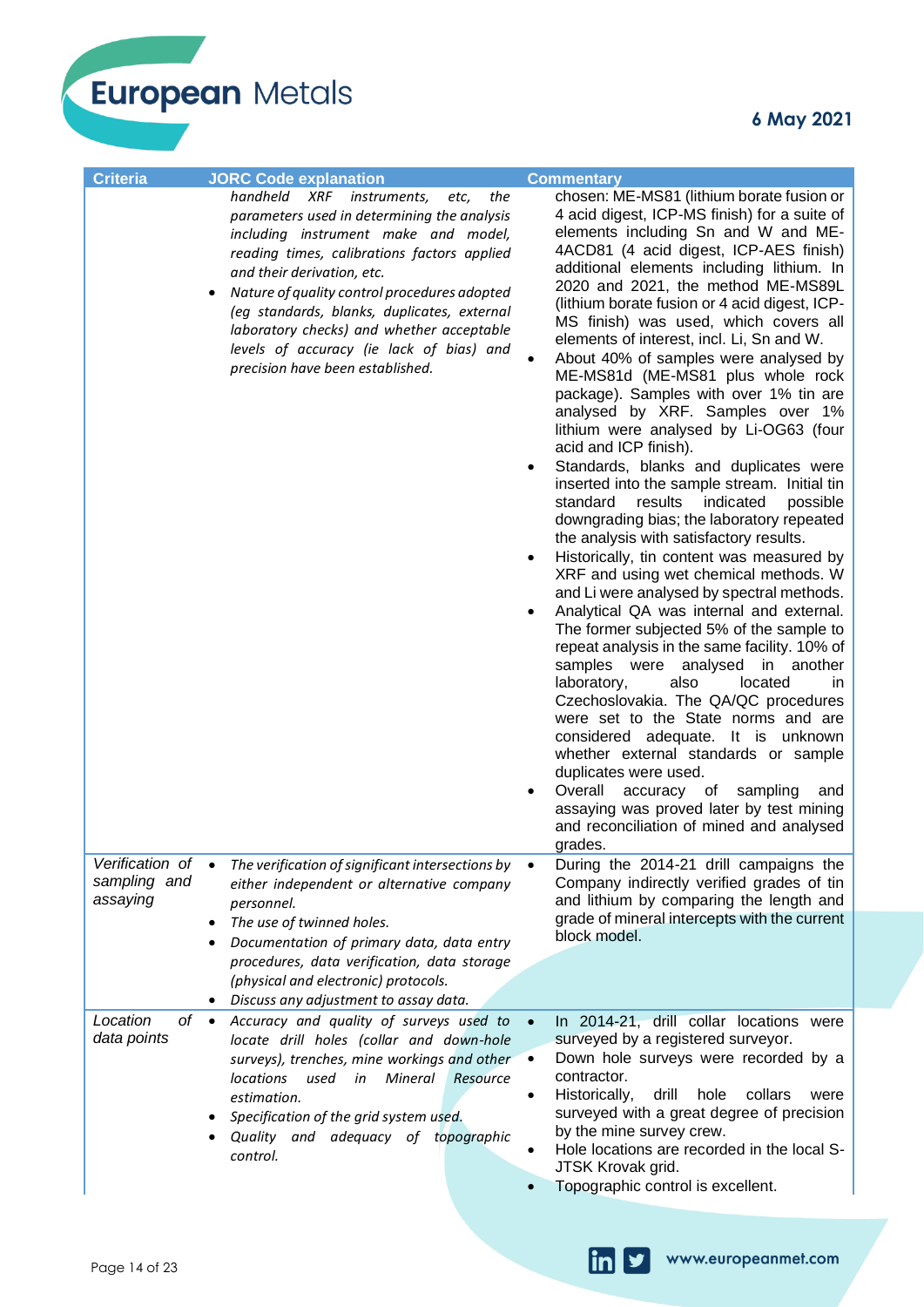| Criteria | JORC Code explanation | Commentary |
|---|---|---|
| | *handheld XRF instruments, etc, the parameters used in determining the analysis including instrument make and model, reading times, calibrations factors applied and their derivation, etc.*<br>• *Nature of quality control procedures adopted (eg standards, blanks, duplicates, external laboratory checks) and whether acceptable levels of accuracy (ie lack of bias) and precision have been established.* | chosen: ME-MS81 (lithium borate fusion or 4 acid digest, ICP-MS finish) for a suite of elements including Sn and W and ME-4ACD81 (4 acid digest, ICP-AES finish) additional elements including lithium. In 2020 and 2021, the method ME-MS89L (lithium borate fusion or 4 acid digest, ICP-MS finish) was used, which covers all elements of interest, incl. Li, Sn and W.<br>• About 40% of samples were analysed by ME-MS81d (ME-MS81 plus whole rock package). Samples with over 1% tin are analysed by XRF. Samples over 1% lithium were analysed by Li-OG63 (four acid and ICP finish).<br>• Standards, blanks and duplicates were inserted into the sample stream. Initial tin standard results indicated possible downgrading bias; the laboratory repeated the analysis with satisfactory results.<br>• Historically, tin content was measured by XRF and using wet chemical methods. W and Li were analysed by spectral methods.<br>• Analytical QA was internal and external. The former subjected 5% of the sample to repeat analysis in the same facility. 10% of samples were analysed in another laboratory, also located in Czechoslovakia. The QA/QC procedures were set to the State norms and are considered adequate. It is unknown whether external standards or sample duplicates were used.<br>• Overall accuracy of sampling and assaying was proved later by test mining and reconciliation of mined and analysed grades. |
| *Verification of sampling and assaying* | • *The verification of significant intersections by either independent or alternative company personnel.*<br>• *The use of twinned holes.*<br>• *Documentation of primary data, data entry procedures, data verification, data storage (physical and electronic) protocols.*<br>• *Discuss any adjustment to assay data.* | • During the 2014-21 drill campaigns the Company indirectly verified grades of tin and lithium by comparing the length and grade of mineral intercepts with the current block model. |
| *Location of data points* | • *Accuracy and quality of surveys used to locate drill holes (collar and down-hole surveys), trenches, mine workings and other locations used in Mineral Resource estimation.*<br>• *Specification of the grid system used.*<br>• *Quality and adequacy of topographic control.* | • In 2014-21, drill collar locations were surveyed by a registered surveyor.<br>• Down hole surveys were recorded by a contractor.<br>• Historically, drill hole collars were surveyed with a great degree of precision by the mine survey crew.<br>• Hole locations are recorded in the local S-JTSK Krovak grid.<br>• Topographic control is excellent. |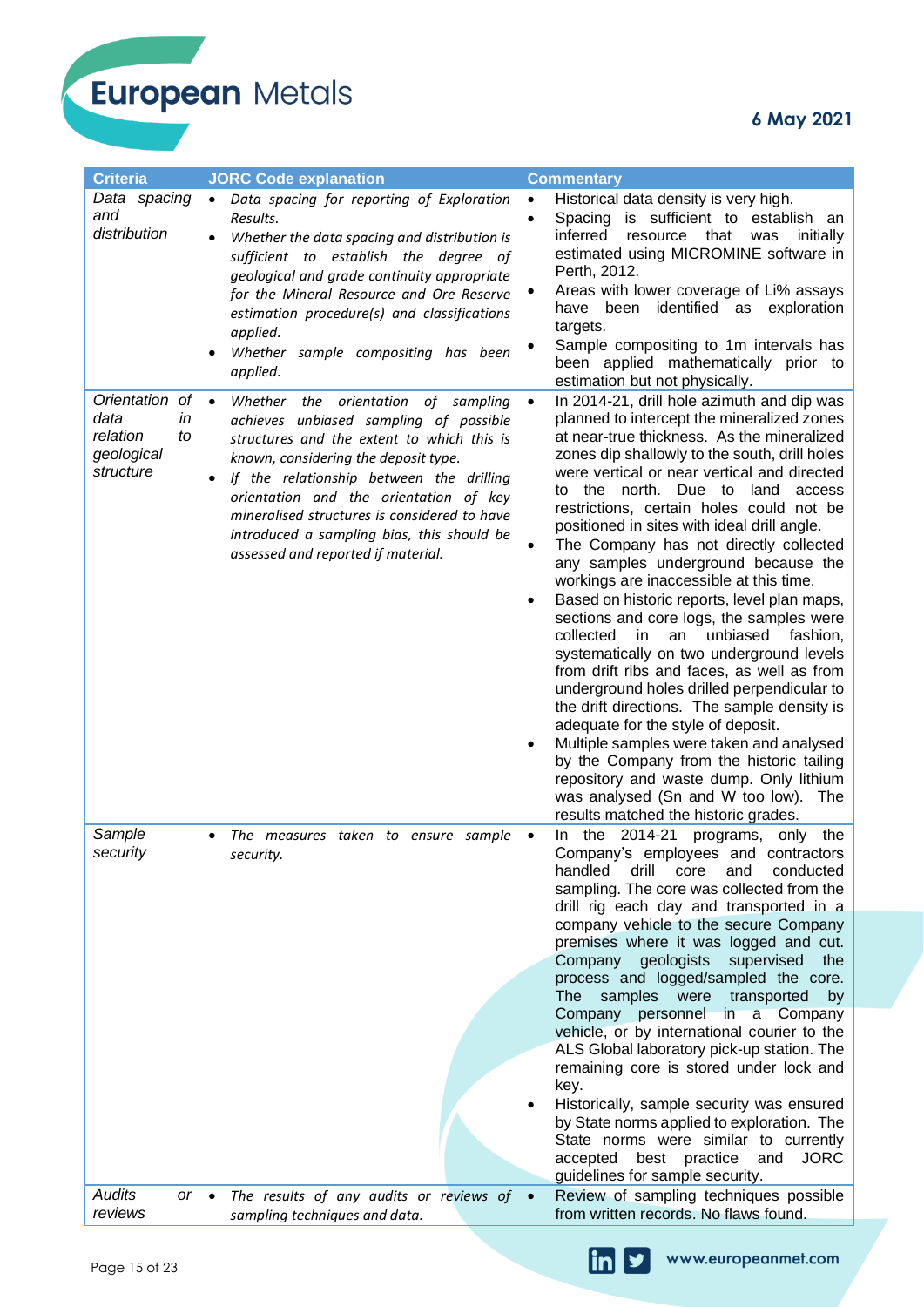| Criteria | JORC Code explanation | Commentary |
|---|---|---|
| *Data spacing and distribution* | • *Data spacing for reporting of Exploration Results.*<br>• *Whether the data spacing and distribution is sufficient to establish the degree of geological and grade continuity appropriate for the Mineral Resource and Ore Reserve estimation procedure(s) and classifications applied.*<br>• *Whether sample compositing has been applied.* | • Historical data density is very high.<br>• Spacing is sufficient to establish an inferred resource that was initially estimated using MICROMINE software in Perth, 2012.<br>• Areas with lower coverage of Li% assays have been identified as exploration targets.<br>• Sample compositing to 1m intervals has been applied mathematically prior to estimation but not physically. |
| *Orientation of data in relation to geological structure* | • *Whether the orientation of sampling achieves unbiased sampling of possible structures and the extent to which this is known, considering the deposit type.*<br>• *If the relationship between the drilling orientation and the orientation of key mineralised structures is considered to have introduced a sampling bias, this should be assessed and reported if material.* | • In 2014-21, drill hole azimuth and dip was planned to intercept the mineralized zones at near-true thickness. As the mineralized zones dip shallowly to the south, drill holes were vertical or near vertical and directed to the north. Due to land access restrictions, certain holes could not be positioned in sites with ideal drill angle.<br>• The Company has not directly collected any samples underground because the workings are inaccessible at this time.<br>• Based on historic reports, level plan maps, sections and core logs, the samples were collected in an unbiased fashion, systematically on two underground levels from drift ribs and faces, as well as from underground holes drilled perpendicular to the drift directions. The sample density is adequate for the style of deposit.<br>• Multiple samples were taken and analysed by the Company from the historic tailing repository and waste dump. Only lithium was analysed (Sn and W too low). The results matched the historic grades. |
| *Sample security* | • *The measures taken to ensure sample security.* | • In the 2014-21 programs, only the Company's employees and contractors handled drill core and conducted sampling. The core was collected from the drill rig each day and transported in a company vehicle to the secure Company premises where it was logged and cut. Company geologists supervised the process and logged/sampled the core. The samples were transported by Company personnel in a Company vehicle, or by international courier to the ALS Global laboratory pick-up station. The remaining core is stored under lock and key.<br>• Historically, sample security was ensured by State norms applied to exploration. The State norms were similar to currently accepted best practice and JORC guidelines for sample security. |
| *Audits or reviews* | • *The results of any audits or reviews of sampling techniques and data.* | • Review of sampling techniques possible from written records. No flaws found. |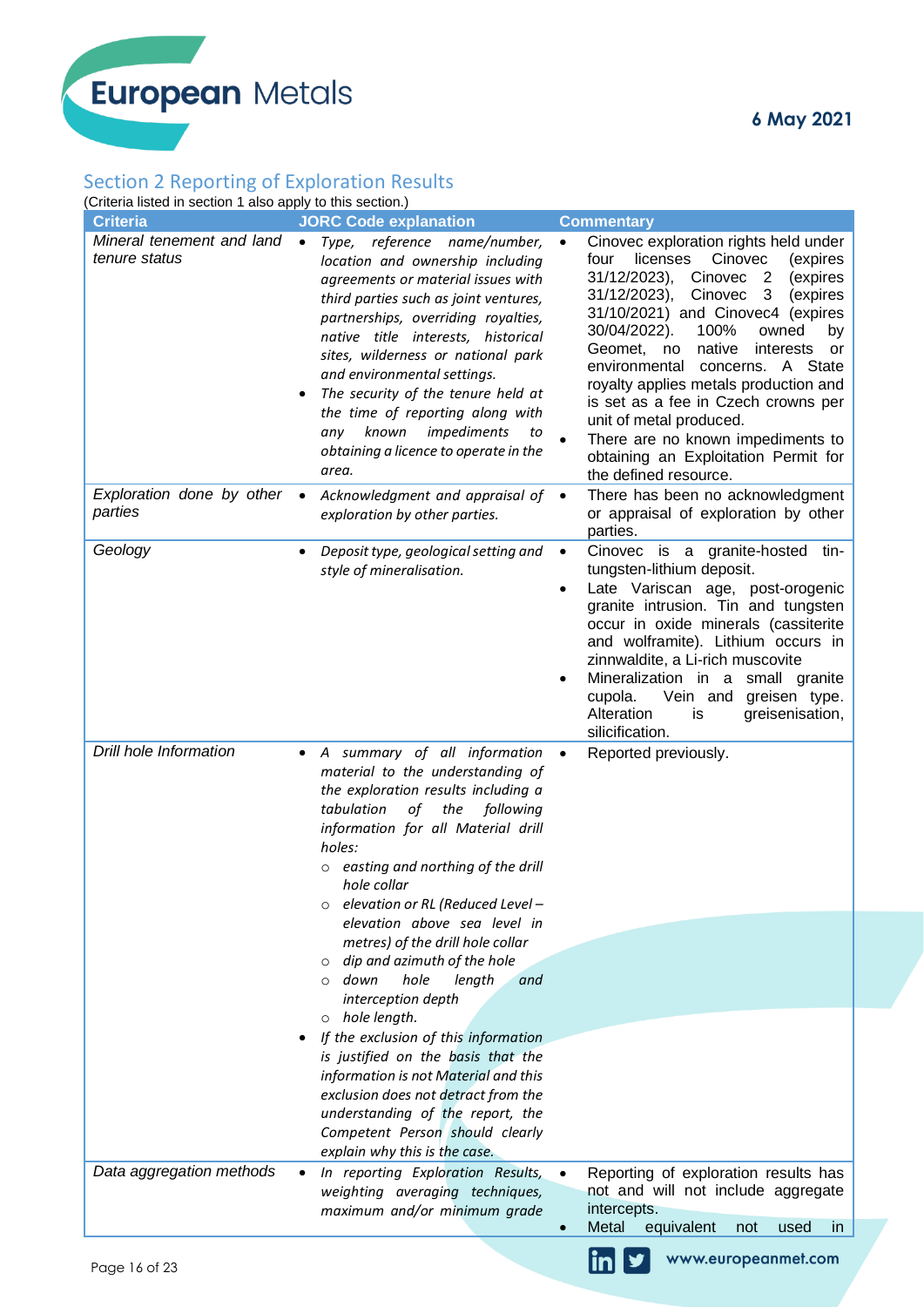## Section 2 Reporting of Exploration Results

(Criteria listed in section 1 also apply to this section.)

| Criteria | JORC Code explanation | Commentary |
|---|---|---|
| *Mineral tenement and land tenure status* | • *Type, reference name/number, location and ownership including agreements or material issues with third parties such as joint ventures, partnerships, overriding royalties, native title interests, historical sites, wilderness or national park and environmental settings.*<br>• *The security of the tenure held at the time of reporting along with any known impediments to obtaining a licence to operate in the area.* | • Cinovec exploration rights held under four licenses Cinovec (expires 31/12/2023), Cinovec 2 (expires 31/12/2023), Cinovec 3 (expires 31/10/2021) and Cinovec4 (expires 30/04/2022). 100% owned by Geomet, no native interests or environmental concerns. A State royalty applies metals production and is set as a fee in Czech crowns per unit of metal produced.<br>• There are no known impediments to obtaining an Exploitation Permit for the defined resource. |
| *Exploration done by other parties* | • *Acknowledgment and appraisal of exploration by other parties.* | • There has been no acknowledgment or appraisal of exploration by other parties. |
| *Geology* | • *Deposit type, geological setting and style of mineralisation.* | • Cinovec is a granite-hosted tin-tungsten-lithium deposit.<br>• Late Variscan age, post-orogenic granite intrusion. Tin and tungsten occur in oxide minerals (cassiterite and wolframite). Lithium occurs in zinnwaldite, a Li-rich muscovite<br>• Mineralization in a small granite cupola. Vein and greisen type. Alteration is greisenisation, silicification. |
| *Drill hole Information* | • *A summary of all information material to the understanding of the exploration results including a tabulation of the following information for all Material drill holes:*<br>  ○ *easting and northing of the drill hole collar*<br>  ○ *elevation or RL (Reduced Level – elevation above sea level in metres) of the drill hole collar*<br>  ○ *dip and azimuth of the hole*<br>  ○ *down hole length and interception depth*<br>  ○ *hole length.*<br>• *If the exclusion of this information is justified on the basis that the information is not Material and this exclusion does not detract from the understanding of the report, the Competent Person should clearly explain why this is the case.* | • Reported previously. |
| *Data aggregation methods* | • *In reporting Exploration Results, weighting averaging techniques, maximum and/or minimum grade* | • Reporting of exploration results has not and will not include aggregate intercepts.<br>• Metal equivalent not used in |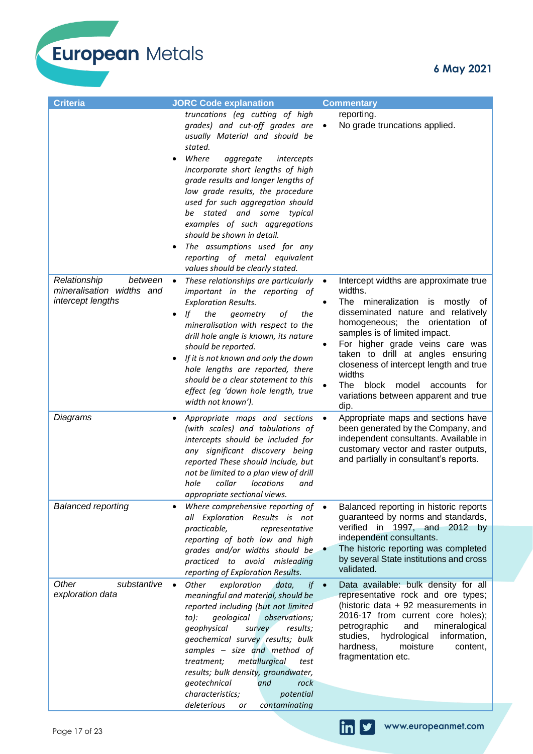| Criteria | JORC Code explanation | Commentary |
|---|---|---|
| | *truncations (eg cutting of high grades) and cut-off grades are usually Material and should be stated.*<br>• *Where aggregate intercepts incorporate short lengths of high grade results and longer lengths of low grade results, the procedure used for such aggregation should be stated and some typical examples of such aggregations should be shown in detail.*<br>• *The assumptions used for any reporting of metal equivalent values should be clearly stated.* | reporting.<br>• No grade truncations applied. |
| *Relationship between mineralisation widths and intercept lengths* | • *These relationships are particularly important in the reporting of Exploration Results.*<br>• *If the geometry of the mineralisation with respect to the drill hole angle is known, its nature should be reported.*<br>• *If it is not known and only the down hole lengths are reported, there should be a clear statement to this effect (eg 'down hole length, true width not known').* | • Intercept widths are approximate true widths.<br>• The mineralization is mostly of disseminated nature and relatively homogeneous; the orientation of samples is of limited impact.<br>• For higher grade veins care was taken to drill at angles ensuring closeness of intercept length and true widths<br>• The block model accounts for variations between apparent and true dip. |
| *Diagrams* | • *Appropriate maps and sections (with scales) and tabulations of intercepts should be included for any significant discovery being reported These should include, but not be limited to a plan view of drill hole collar locations and appropriate sectional views.* | • Appropriate maps and sections have been generated by the Company, and independent consultants. Available in customary vector and raster outputs, and partially in consultant's reports. |
| *Balanced reporting* | • *Where comprehensive reporting of all Exploration Results is not practicable, representative reporting of both low and high grades and/or widths should be practiced to avoid misleading reporting of Exploration Results.* | • Balanced reporting in historic reports guaranteed by norms and standards, verified in 1997, and 2012 by independent consultants.<br>• The historic reporting was completed by several State institutions and cross validated. |
| *Other substantive exploration data* | • *Other exploration data, if meaningful and material, should be reported including (but not limited to): geological observations; geophysical survey results; geochemical survey results; bulk samples – size and method of treatment; metallurgical test results; bulk density, groundwater, geotechnical and rock characteristics; potential deleterious or contaminating* | • Data available: bulk density for all representative rock and ore types; (historic data + 92 measurements in 2016-17 from current core holes); petrographic and mineralogical studies, hydrological information, hardness, moisture content, fragmentation etc. |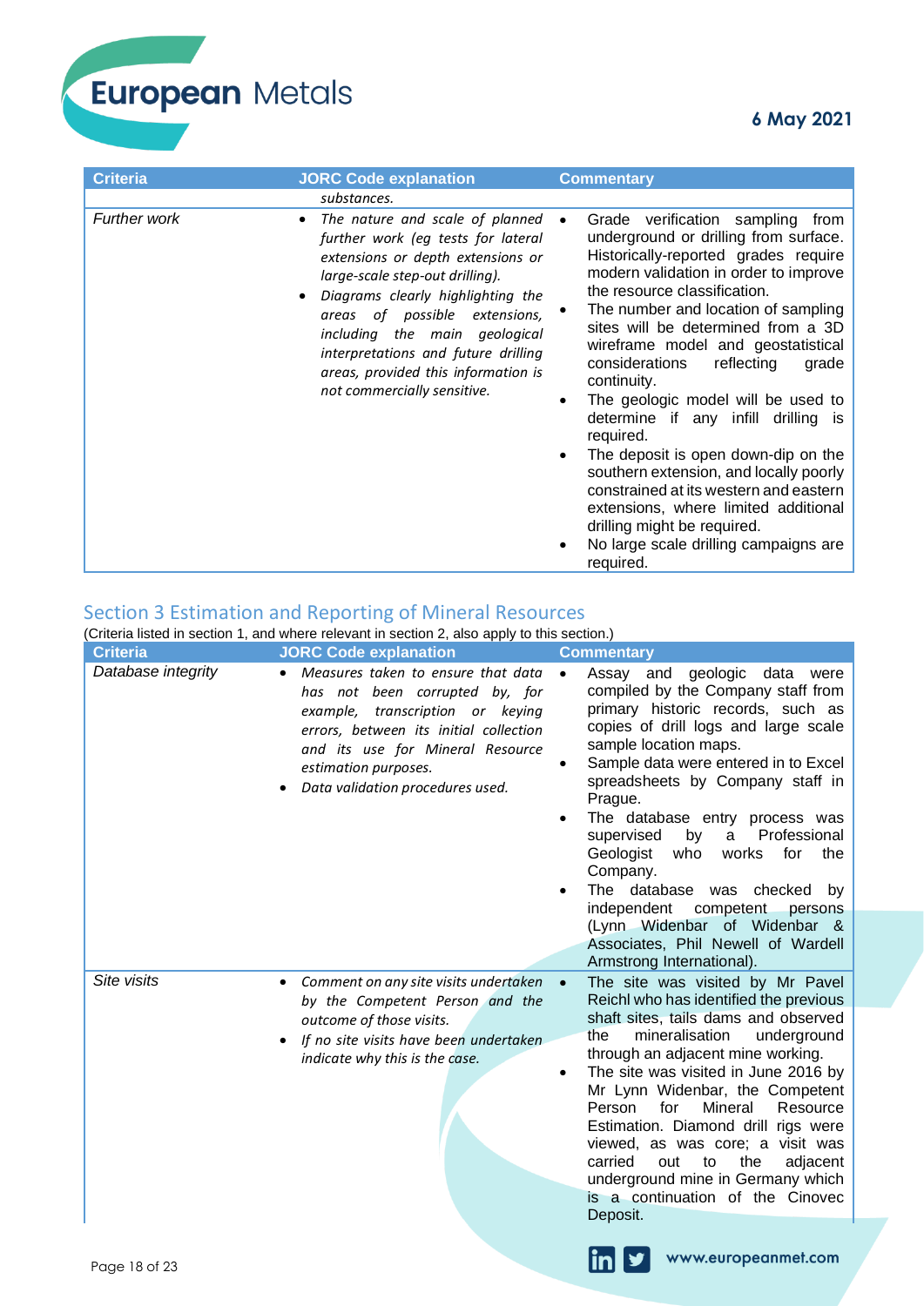| Criteria | JORC Code explanation | Commentary |
|---|---|---|
| | *substances.* | |
| *Further work* | • *The nature and scale of planned further work (eg tests for lateral extensions or depth extensions or large-scale step-out drilling).* • *Diagrams clearly highlighting the areas of possible extensions, including the main geological interpretations and future drilling areas, provided this information is not commercially sensitive.* | • Grade verification sampling from underground or drilling from surface. Historically-reported grades require modern validation in order to improve the resource classification. • The number and location of sampling sites will be determined from a 3D wireframe model and geostatistical considerations reflecting grade continuity. • The geologic model will be used to determine if any infill drilling is required. • The deposit is open down-dip on the southern extension, and locally poorly constrained at its western and eastern extensions, where limited additional drilling might be required. • No large scale drilling campaigns are required. |

## Section 3 Estimation and Reporting of Mineral Resources

(Criteria listed in section 1, and where relevant in section 2, also apply to this section.)

| Criteria | JORC Code explanation | Commentary |
|---|---|---|
| *Database integrity* | • *Measures taken to ensure that data has not been corrupted by, for example, transcription or keying errors, between its initial collection and its use for Mineral Resource estimation purposes.* • *Data validation procedures used.* | • Assay and geologic data were compiled by the Company staff from primary historic records, such as copies of drill logs and large scale sample location maps. • Sample data were entered in to Excel spreadsheets by Company staff in Prague. • The database entry process was supervised by a Professional Geologist who works for the Company. • The database was checked by independent competent persons (Lynn Widenbar of Widenbar & Associates, Phil Newell of Wardell Armstrong International). |
| *Site visits* | • *Comment on any site visits undertaken by the Competent Person and the outcome of those visits.* • *If no site visits have been undertaken indicate why this is the case.* | • The site was visited by Mr Pavel Reichl who has identified the previous shaft sites, tails dams and observed the mineralisation underground through an adjacent mine working. • The site was visited in June 2016 by Mr Lynn Widenbar, the Competent Person for Mineral Resource Estimation. Diamond drill rigs were viewed, as was core; a visit was carried out to the adjacent underground mine in Germany which is a continuation of the Cinovec Deposit. |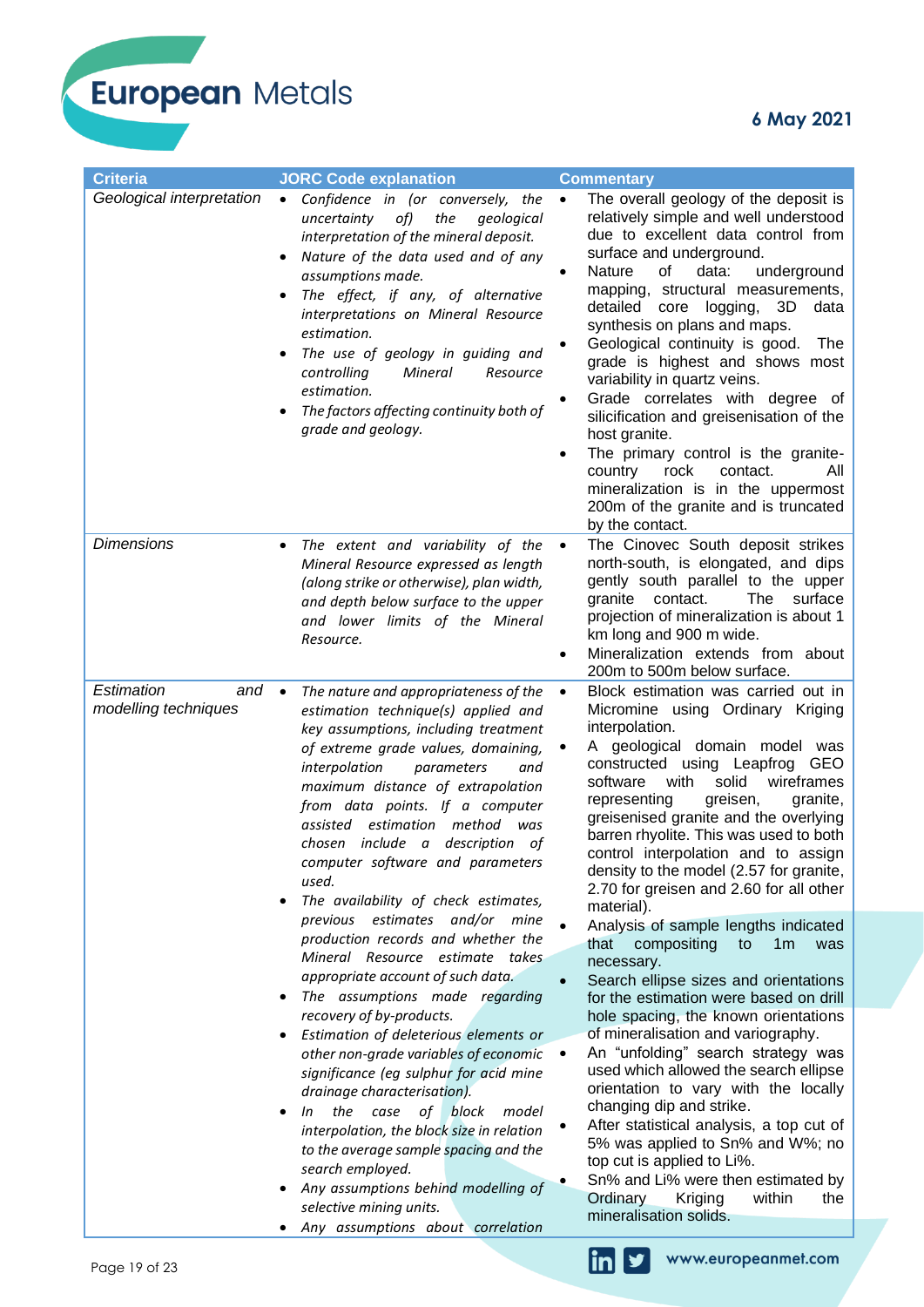| Criteria | JORC Code explanation | Commentary |
|---|---|---|
| *Geological interpretation* | • *Confidence in (or conversely, the uncertainty of) the geological interpretation of the mineral deposit.*<br>• *Nature of the data used and of any assumptions made.*<br>• *The effect, if any, of alternative interpretations on Mineral Resource estimation.*<br>• *The use of geology in guiding and controlling Mineral Resource estimation.*<br>• *The factors affecting continuity both of grade and geology.* | • The overall geology of the deposit is relatively simple and well understood due to excellent data control from surface and underground.<br>• Nature of data: underground mapping, structural measurements, detailed core logging, 3D data synthesis on plans and maps.<br>• Geological continuity is good. The grade is highest and shows most variability in quartz veins.<br>• Grade correlates with degree of silicification and greisenisation of the host granite.<br>• The primary control is the granite-country rock contact. All mineralization is in the uppermost 200m of the granite and is truncated by the contact. |
| *Dimensions* | • *The extent and variability of the Mineral Resource expressed as length (along strike or otherwise), plan width, and depth below surface to the upper and lower limits of the Mineral Resource.* | • The Cinovec South deposit strikes north-south, is elongated, and dips gently south parallel to the upper granite contact. The surface projection of mineralization is about 1 km long and 900 m wide.<br>• Mineralization extends from about 200m to 500m below surface. |
| *Estimation and modelling techniques* | • *The nature and appropriateness of the estimation technique(s) applied and key assumptions, including treatment of extreme grade values, domaining, interpolation parameters and maximum distance of extrapolation from data points. If a computer assisted estimation method was chosen include a description of computer software and parameters used.*<br>• *The availability of check estimates, previous estimates and/or mine production records and whether the Mineral Resource estimate takes appropriate account of such data.*<br>• *The assumptions made regarding recovery of by-products.*<br>• *Estimation of deleterious elements or other non-grade variables of economic significance (eg sulphur for acid mine drainage characterisation).*<br>• *In the case of block model interpolation, the block size in relation to the average sample spacing and the search employed.*<br>• *Any assumptions behind modelling of selective mining units.*<br>• *Any assumptions about correlation* | • Block estimation was carried out in Micromine using Ordinary Kriging interpolation.<br>• A geological domain model was constructed using Leapfrog GEO software with solid wireframes representing greisen, granite, greisenised granite and the overlying barren rhyolite. This was used to both control interpolation and to assign density to the model (2.57 for granite, 2.70 for greisen and 2.60 for all other material).<br>• Analysis of sample lengths indicated that compositing to 1m was necessary.<br>• Search ellipse sizes and orientations for the estimation were based on drill hole spacing, the known orientations of mineralisation and variography.<br>• An "unfolding" search strategy was used which allowed the search ellipse orientation to vary with the locally changing dip and strike.<br>• After statistical analysis, a top cut of 5% was applied to Sn% and W%; no top cut is applied to Li%.<br>• Sn% and Li% were then estimated by Ordinary Kriging within the mineralisation solids. |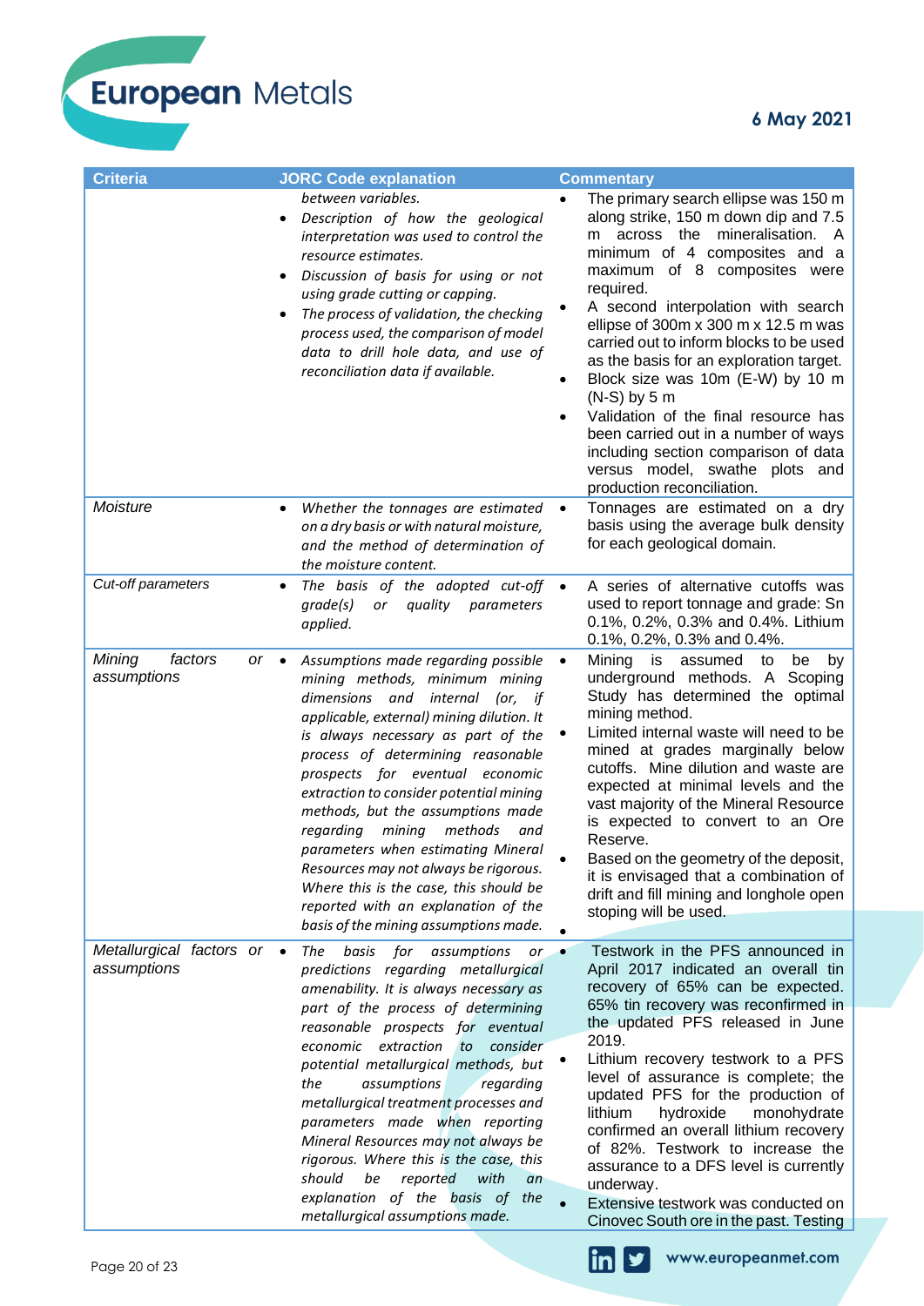| Criteria | JORC Code explanation | Commentary |
|---|---|---|
| | *between variables.*<br>• *Description of how the geological interpretation was used to control the resource estimates.*<br>• *Discussion of basis for using or not using grade cutting or capping.*<br>• *The process of validation, the checking process used, the comparison of model data to drill hole data, and use of reconciliation data if available.* | • The primary search ellipse was 150 m along strike, 150 m down dip and 7.5 m across the mineralisation. A minimum of 4 composites and a maximum of 8 composites were required.<br>• A second interpolation with search ellipse of 300m x 300 m x 12.5 m was carried out to inform blocks to be used as the basis for an exploration target.<br>• Block size was 10m (E-W) by 10 m (N-S) by 5 m<br>• Validation of the final resource has been carried out in a number of ways including section comparison of data versus model, swathe plots and production reconciliation. |
| *Moisture* | • *Whether the tonnages are estimated on a dry basis or with natural moisture, and the method of determination of the moisture content.* | • Tonnages are estimated on a dry basis using the average bulk density for each geological domain. |
| *Cut-off parameters* | • *The basis of the adopted cut-off grade(s) or quality parameters applied.* | • A series of alternative cutoffs was used to report tonnage and grade: Sn 0.1%, 0.2%, 0.3% and 0.4%. Lithium 0.1%, 0.2%, 0.3% and 0.4%. |
| *Mining factors or assumptions* | • *Assumptions made regarding possible mining methods, minimum mining dimensions and internal (or, if applicable, external) mining dilution. It is always necessary as part of the process of determining reasonable prospects for eventual economic extraction to consider potential mining methods, but the assumptions made regarding mining methods and parameters when estimating Mineral Resources may not always be rigorous. Where this is the case, this should be reported with an explanation of the basis of the mining assumptions made.* | • Mining is assumed to be by underground methods. A Scoping Study has determined the optimal mining method.<br>• Limited internal waste will need to be mined at grades marginally below cutoffs. Mine dilution and waste are expected at minimal levels and the vast majority of the Mineral Resource is expected to convert to an Ore Reserve.<br>• Based on the geometry of the deposit, it is envisaged that a combination of drift and fill mining and longhole open stoping will be used.<br>• |
| *Metallurgical factors or assumptions* | • *The basis for assumptions or predictions regarding metallurgical amenability. It is always necessary as part of the process of determining reasonable prospects for eventual economic extraction to consider potential metallurgical methods, but the assumptions regarding metallurgical treatment processes and parameters made when reporting Mineral Resources may not always be rigorous. Where this is the case, this should be reported with an explanation of the basis of the metallurgical assumptions made.* | • Testwork in the PFS announced in April 2017 indicated an overall tin recovery of 65% can be expected. 65% tin recovery was reconfirmed in the updated PFS released in June 2019.<br>• Lithium recovery testwork to a PFS level of assurance is complete; the updated PFS for the production of lithium hydroxide monohydrate confirmed an overall lithium recovery of 82%. Testwork to increase the assurance to a DFS level is currently underway.<br>• Extensive testwork was conducted on Cinovec South ore in the past. Testing |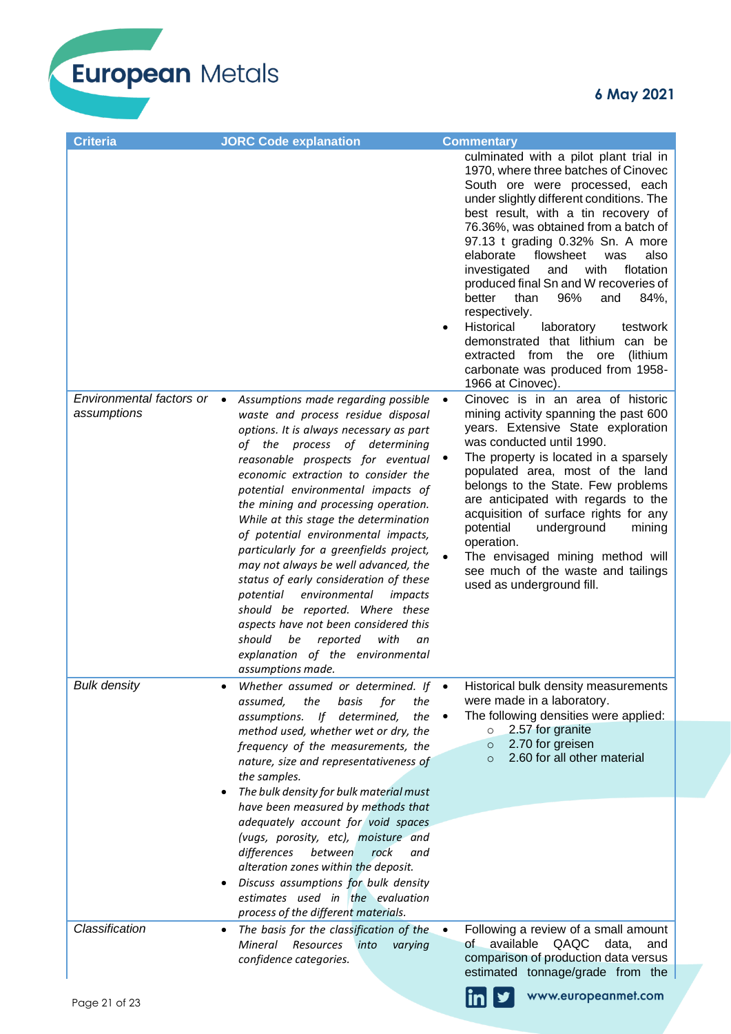| Criteria | JORC Code explanation | Commentary |
|---|---|---|
| | | culminated with a pilot plant trial in 1970, where three batches of Cinovec South ore were processed, each under slightly different conditions. The best result, with a tin recovery of 76.36%, was obtained from a batch of 97.13 t grading 0.32% Sn. A more elaborate flowsheet was also investigated and with flotation produced final Sn and W recoveries of better than 96% and 84%, respectively.<br>• Historical laboratory testwork demonstrated that lithium can be extracted from the ore (lithium carbonate was produced from 1958-1966 at Cinovec). |
| *Environmental factors or assumptions* | • *Assumptions made regarding possible waste and process residue disposal options. It is always necessary as part of the process of determining reasonable prospects for eventual economic extraction to consider the potential environmental impacts of the mining and processing operation. While at this stage the determination of potential environmental impacts, particularly for a greenfields project, may not always be well advanced, the status of early consideration of these potential environmental impacts should be reported. Where these aspects have not been considered this should be reported with an explanation of the environmental assumptions made.* | • Cinovec is in an area of historic mining activity spanning the past 600 years. Extensive State exploration was conducted until 1990.<br>• The property is located in a sparsely populated area, most of the land belongs to the State. Few problems are anticipated with regards to the acquisition of surface rights for any potential underground mining operation.<br>• The envisaged mining method will see much of the waste and tailings used as underground fill. |
| *Bulk density* | • *Whether assumed or determined. If assumed, the basis for the assumptions. If determined, the method used, whether wet or dry, the frequency of the measurements, the nature, size and representativeness of the samples.*<br>• *The bulk density for bulk material must have been measured by methods that adequately account for void spaces (vugs, porosity, etc), moisture and differences between rock and alteration zones within the deposit.*<br>• *Discuss assumptions for bulk density estimates used in the evaluation process of the different materials.* | • Historical bulk density measurements were made in a laboratory.<br>• The following densities were applied:<br>○ 2.57 for granite<br>○ 2.70 for greisen<br>○ 2.60 for all other material |
| *Classification* | • *The basis for the classification of the Mineral Resources into varying confidence categories.* | • Following a review of a small amount of available QAQC data, and comparison of production data versus estimated tonnage/grade from the |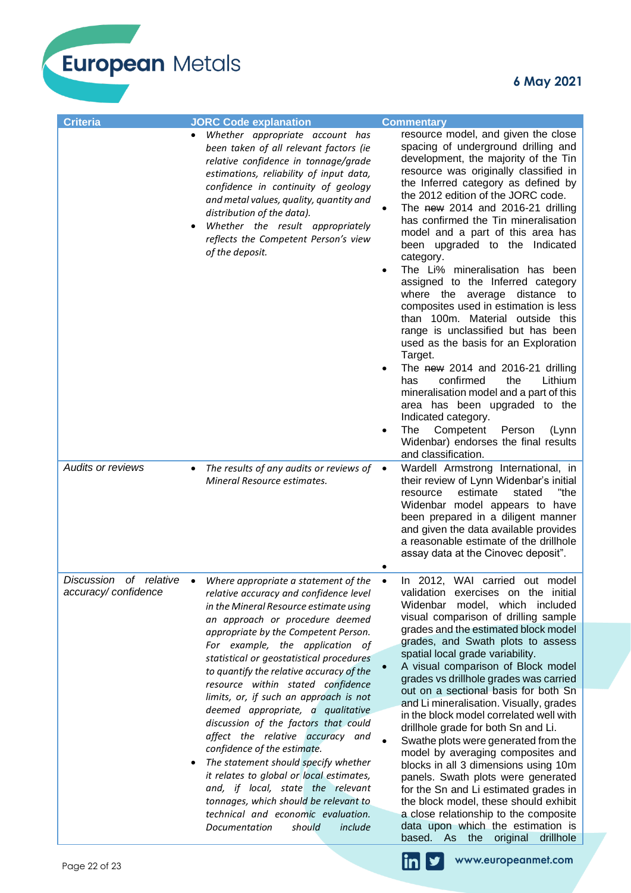| Criteria | JORC Code explanation | Commentary |
|---|---|---|
| | • *Whether appropriate account has been taken of all relevant factors (ie relative confidence in tonnage/grade estimations, reliability of input data, confidence in continuity of geology and metal values, quality, quantity and distribution of the data).*<br>• *Whether the result appropriately reflects the Competent Person's view of the deposit.* | resource model, and given the close spacing of underground drilling and development, the majority of the Tin resource was originally classified in the Inferred category as defined by the 2012 edition of the JORC code.<br>• The ~~new~~ 2014 and 2016-21 drilling has confirmed the Tin mineralisation model and a part of this area has been upgraded to the Indicated category.<br>• The Li% mineralisation has been assigned to the Inferred category where the average distance to composites used in estimation is less than 100m. Material outside this range is unclassified but has been used as the basis for an Exploration Target.<br>• The ~~new~~ 2014 and 2016-21 drilling has confirmed the Lithium mineralisation model and a part of this area has been upgraded to the Indicated category.<br>• The Competent Person (Lynn Widenbar) endorses the final results and classification. |
| *Audits or reviews* | • *The results of any audits or reviews of Mineral Resource estimates.* | • Wardell Armstrong International, in their review of Lynn Widenbar's initial resource estimate stated "the Widenbar model appears to have been prepared in a diligent manner and given the data available provides a reasonable estimate of the drillhole assay data at the Cinovec deposit".<br>• |
| *Discussion of relative accuracy/ confidence* | • *Where appropriate a statement of the relative accuracy and confidence level in the Mineral Resource estimate using an approach or procedure deemed appropriate by the Competent Person. For example, the application of statistical or geostatistical procedures to quantify the relative accuracy of the resource within stated confidence limits, or, if such an approach is not deemed appropriate, a qualitative discussion of the factors that could affect the relative accuracy and confidence of the estimate.*<br>• *The statement should specify whether it relates to global or local estimates, and, if local, state the relevant tonnages, which should be relevant to technical and economic evaluation. Documentation should include* | • In 2012, WAI carried out model validation exercises on the initial Widenbar model, which included visual comparison of drilling sample grades and the estimated block model grades, and Swath plots to assess spatial local grade variability.<br>• A visual comparison of Block model grades vs drillhole grades was carried out on a sectional basis for both Sn and Li mineralisation. Visually, grades in the block model correlated well with drillhole grade for both Sn and Li.<br>• Swathe plots were generated from the model by averaging composites and blocks in all 3 dimensions using 10m panels. Swath plots were generated for the Sn and Li estimated grades in the block model, these should exhibit a close relationship to the composite data upon which the estimation is based. As the original drillhole |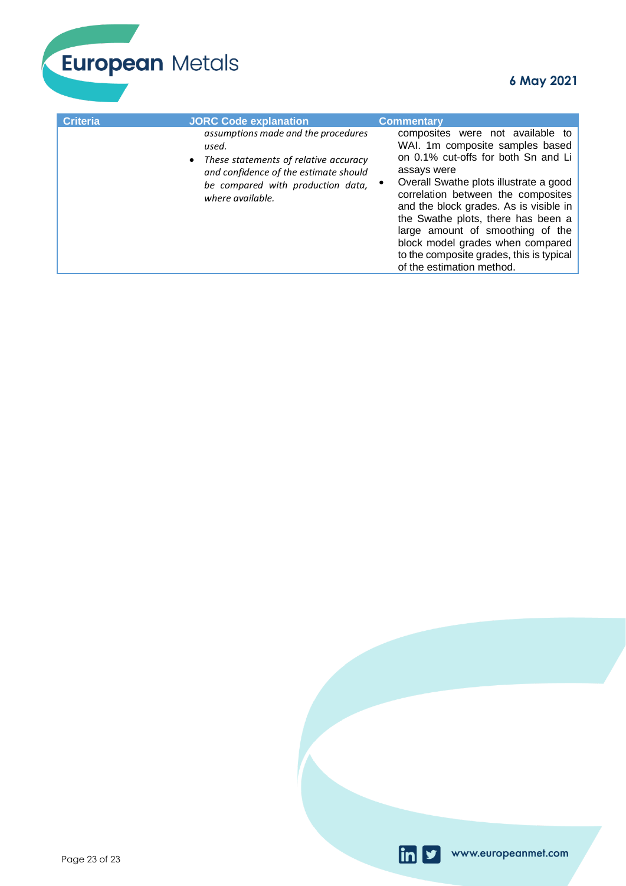| Criteria | JORC Code explanation | Commentary |
|---|---|---|
| | *assumptions made and the procedures used.*<br>• *These statements of relative accuracy and confidence of the estimate should be compared with production data, where available.* | composites were not available to WAI. 1m composite samples based on 0.1% cut-offs for both Sn and Li assays were<br>• Overall Swathe plots illustrate a good correlation between the composites and the block grades. As is visible in the Swathe plots, there has been a large amount of smoothing of the block model grades when compared to the composite grades, this is typical of the estimation method. |